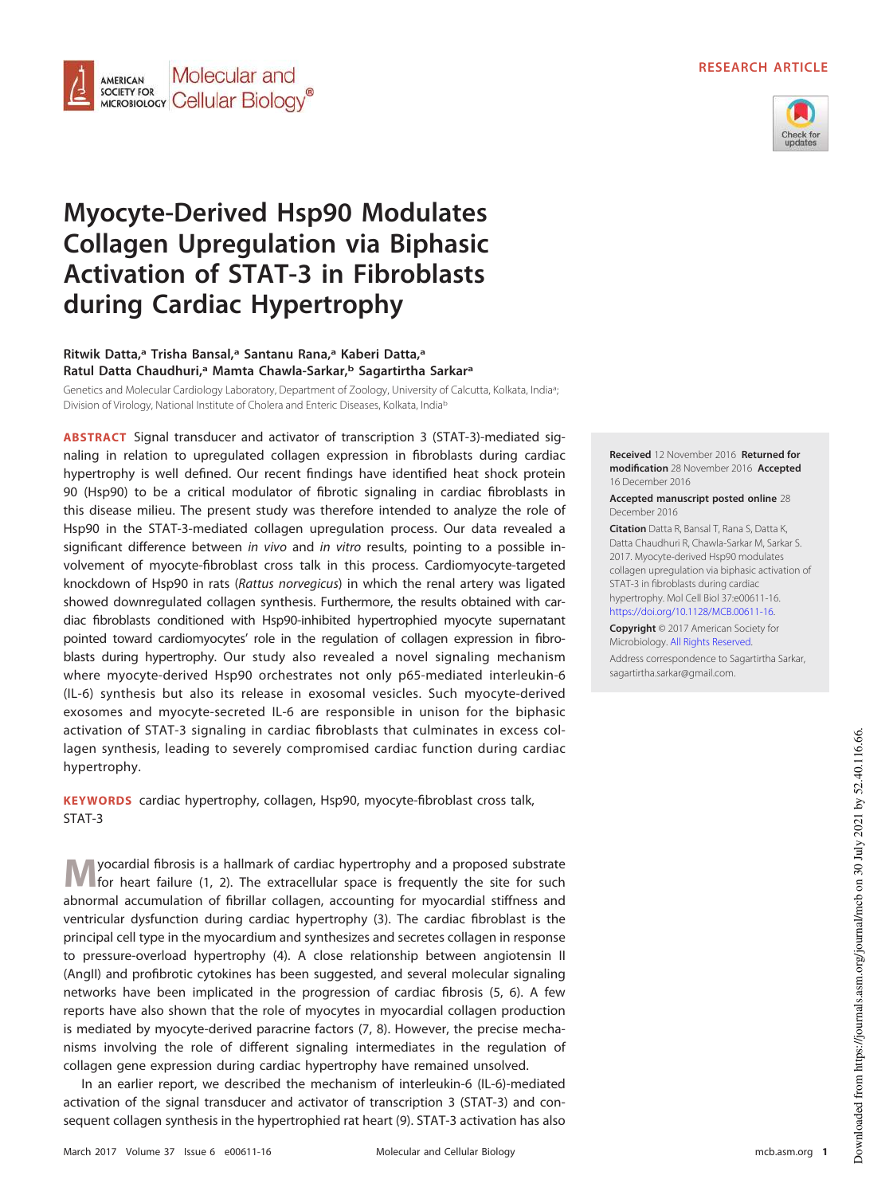RESEARCH ARTICLE

# Myocyte-Derived Hsp90 Modulates Collagen Upregulation via Biphasic Activation of STAT-3 in Fibroblasts during Cardiac Hypertrophy

**Ritwik Datta,[a] Trisha Bansal,[a] Santanu Rana,[a] Kaberi Datta,[a] Ratul Datta Chaudhuri,[a] Mamta Chawla-Sarkar,[b] Sagartirtha Sarkar[a]**

Genetics and Molecular Cardiology Laboratory, Department of Zoology, University of Calcutta, Kolkata, India[a]; Division of Virology, National Institute of Cholera and Enteric Diseases, Kolkata, India[b]

**ABSTRACT** Signal transducer and activator of transcription 3 (STAT-3)-mediated signaling in relation to upregulated collagen expression in fibroblasts during cardiac hypertrophy is well defined. Our recent findings have identified heat shock protein 90 (Hsp90) to be a critical modulator of fibrotic signaling in cardiac fibroblasts in this disease milieu. The present study was therefore intended to analyze the role of Hsp90 in the STAT-3-mediated collagen upregulation process. Our data revealed a significant difference between *in vivo* and *in vitro* results, pointing to a possible involvement of myocyte-fibroblast cross talk in this process. Cardiomyocyte-targeted knockdown of Hsp90 in rats (*Rattus norvegicus*) in which the renal artery was ligated showed downregulated collagen synthesis. Furthermore, the results obtained with cardiac fibroblasts conditioned with Hsp90-inhibited hypertrophied myocyte supernatant pointed toward cardiomyocytes' role in the regulation of collagen expression in fibroblasts during hypertrophy. Our study also revealed a novel signaling mechanism where myocyte-derived Hsp90 orchestrates not only p65-mediated interleukin-6 (IL-6) synthesis but also its release in exosomal vesicles. Such myocyte-derived exosomes and myocyte-secreted IL-6 are responsible in unison for the biphasic activation of STAT-3 signaling in cardiac fibroblasts that culminates in excess collagen synthesis, leading to severely compromised cardiac function during cardiac hypertrophy.

**KEYWORDS** cardiac hypertrophy, collagen, Hsp90, myocyte-fibroblast cross talk, STAT-3

**Received** 12 November 2016 **Returned for modification** 28 November 2016 **Accepted** 16 December 2016

**Accepted manuscript posted online** 28 December 2016

**Citation** Datta R, Bansal T, Rana S, Datta K, Datta Chaudhuri R, Chawla-Sarkar M, Sarkar S. 2017. Myocyte-derived Hsp90 modulates collagen upregulation via biphasic activation of STAT-3 in fibroblasts during cardiac hypertrophy. Mol Cell Biol 37:e00611-16. https://doi.org/10.1128/MCB.00611-16.

**Copyright** © 2017 American Society for Microbiology. All Rights Reserved.

Address correspondence to Sagartirtha Sarkar, sagartirtha.sarkar@gmail.com.

Myocardial fibrosis is a hallmark of cardiac hypertrophy and a proposed substrate for heart failure (1, 2). The extracellular space is frequently the site for such abnormal accumulation of fibrillar collagen, accounting for myocardial stiffness and ventricular dysfunction during cardiac hypertrophy (3). The cardiac fibroblast is the principal cell type in the myocardium and synthesizes and secretes collagen in response to pressure-overload hypertrophy (4). A close relationship between angiotensin II (AngII) and profibrotic cytokines has been suggested, and several molecular signaling networks have been implicated in the progression of cardiac fibrosis (5, 6). A few reports have also shown that the role of myocytes in myocardial collagen production is mediated by myocyte-derived paracrine factors (7, 8). However, the precise mechanisms involving the role of different signaling intermediates in the regulation of collagen gene expression during cardiac hypertrophy have remained unsolved.

In an earlier report, we described the mechanism of interleukin-6 (IL-6)-mediated activation of the signal transducer and activator of transcription 3 (STAT-3) and consequent collagen synthesis in the hypertrophied rat heart (9). STAT-3 activation has also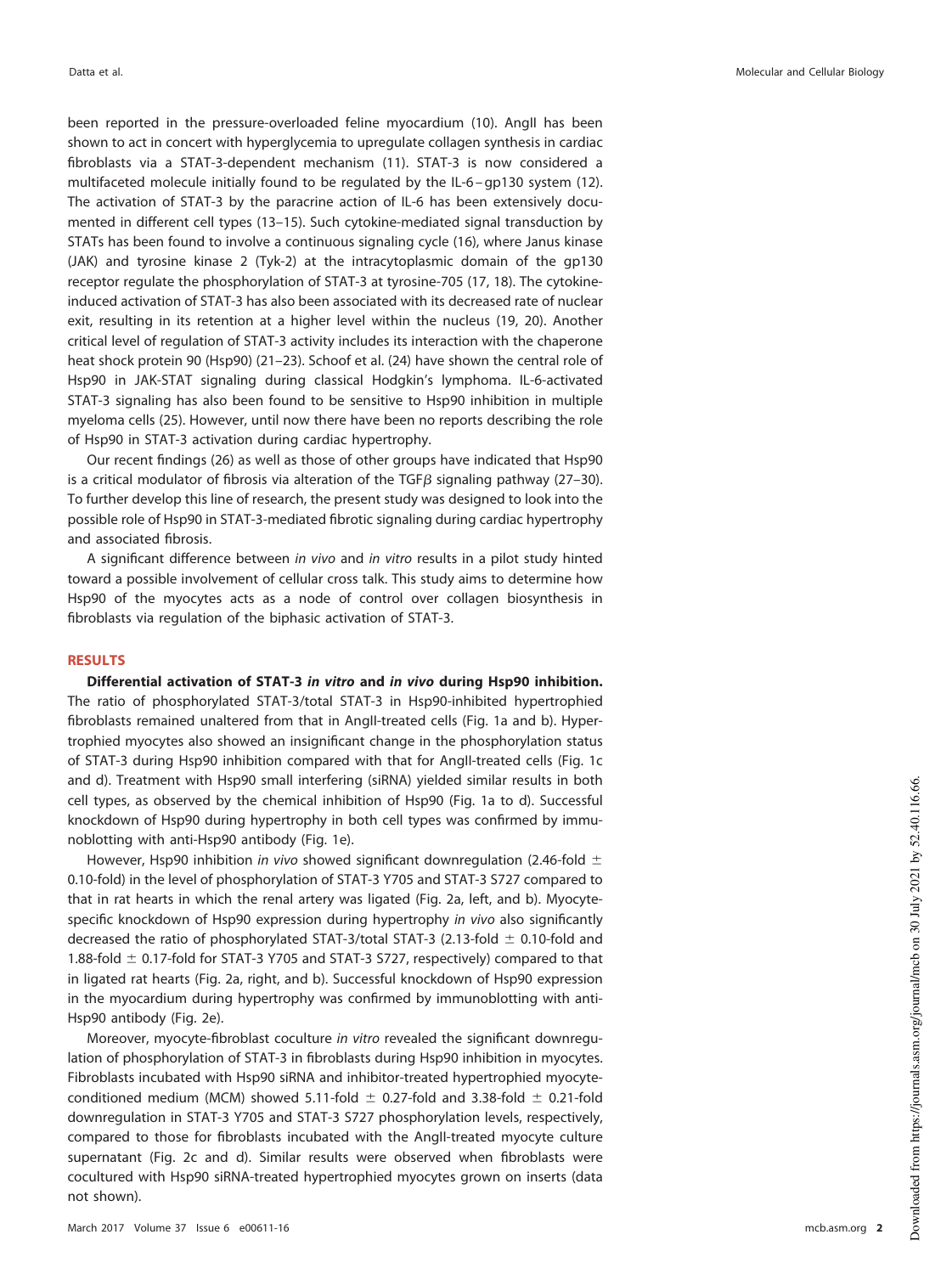been reported in the pressure-overloaded feline myocardium (10). AngII has been shown to act in concert with hyperglycemia to upregulate collagen synthesis in cardiac fibroblasts via a STAT-3-dependent mechanism (11). STAT-3 is now considered a multifaceted molecule initially found to be regulated by the IL-6–gp130 system (12). The activation of STAT-3 by the paracrine action of IL-6 has been extensively documented in different cell types (13–15). Such cytokine-mediated signal transduction by STATs has been found to involve a continuous signaling cycle (16), where Janus kinase (JAK) and tyrosine kinase 2 (Tyk-2) at the intracytoplasmic domain of the gp130 receptor regulate the phosphorylation of STAT-3 at tyrosine-705 (17, 18). The cytokine-induced activation of STAT-3 has also been associated with its decreased rate of nuclear exit, resulting in its retention at a higher level within the nucleus (19, 20). Another critical level of regulation of STAT-3 activity includes its interaction with the chaperone heat shock protein 90 (Hsp90) (21–23). Schoof et al. (24) have shown the central role of Hsp90 in JAK-STAT signaling during classical Hodgkin's lymphoma. IL-6-activated STAT-3 signaling has also been found to be sensitive to Hsp90 inhibition in multiple myeloma cells (25). However, until now there have been no reports describing the role of Hsp90 in STAT-3 activation during cardiac hypertrophy.

Our recent findings (26) as well as those of other groups have indicated that Hsp90 is a critical modulator of fibrosis via alteration of the TGF$\beta$ signaling pathway (27–30). To further develop this line of research, the present study was designed to look into the possible role of Hsp90 in STAT-3-mediated fibrotic signaling during cardiac hypertrophy and associated fibrosis.

A significant difference between *in vivo* and *in vitro* results in a pilot study hinted toward a possible involvement of cellular cross talk. This study aims to determine how Hsp90 of the myocytes acts as a node of control over collagen biosynthesis in fibroblasts via regulation of the biphasic activation of STAT-3.

## RESULTS

**Differential activation of STAT-3 *in vitro* and *in vivo* during Hsp90 inhibition.** The ratio of phosphorylated STAT-3/total STAT-3 in Hsp90-inhibited hypertrophied fibroblasts remained unaltered from that in AngII-treated cells (Fig. 1a and b). Hypertrophied myocytes also showed an insignificant change in the phosphorylation status of STAT-3 during Hsp90 inhibition compared with that for AngII-treated cells (Fig. 1c and d). Treatment with Hsp90 small interfering (siRNA) yielded similar results in both cell types, as observed by the chemical inhibition of Hsp90 (Fig. 1a to d). Successful knockdown of Hsp90 during hypertrophy in both cell types was confirmed by immunoblotting with anti-Hsp90 antibody (Fig. 1e).

However, Hsp90 inhibition *in vivo* showed significant downregulation (2.46-fold $\pm$ 0.10-fold) in the level of phosphorylation of STAT-3 Y705 and STAT-3 S727 compared to that in rat hearts in which the renal artery was ligated (Fig. 2a, left, and b). Myocyte-specific knockdown of Hsp90 expression during hypertrophy *in vivo* also significantly decreased the ratio of phosphorylated STAT-3/total STAT-3 (2.13-fold $\pm$ 0.10-fold and 1.88-fold $\pm$ 0.17-fold for STAT-3 Y705 and STAT-3 S727, respectively) compared to that in ligated rat hearts (Fig. 2a, right, and b). Successful knockdown of Hsp90 expression in the myocardium during hypertrophy was confirmed by immunoblotting with anti-Hsp90 antibody (Fig. 2e).

Moreover, myocyte-fibroblast coculture *in vitro* revealed the significant downregulation of phosphorylation of STAT-3 in fibroblasts during Hsp90 inhibition in myocytes. Fibroblasts incubated with Hsp90 siRNA and inhibitor-treated hypertrophied myocyte-conditioned medium (MCM) showed 5.11-fold $\pm$ 0.27-fold and 3.38-fold $\pm$ 0.21-fold downregulation in STAT-3 Y705 and STAT-3 S727 phosphorylation levels, respectively, compared to those for fibroblasts incubated with the AngII-treated myocyte culture supernatant (Fig. 2c and d). Similar results were observed when fibroblasts were cocultured with Hsp90 siRNA-treated hypertrophied myocytes grown on inserts (data not shown).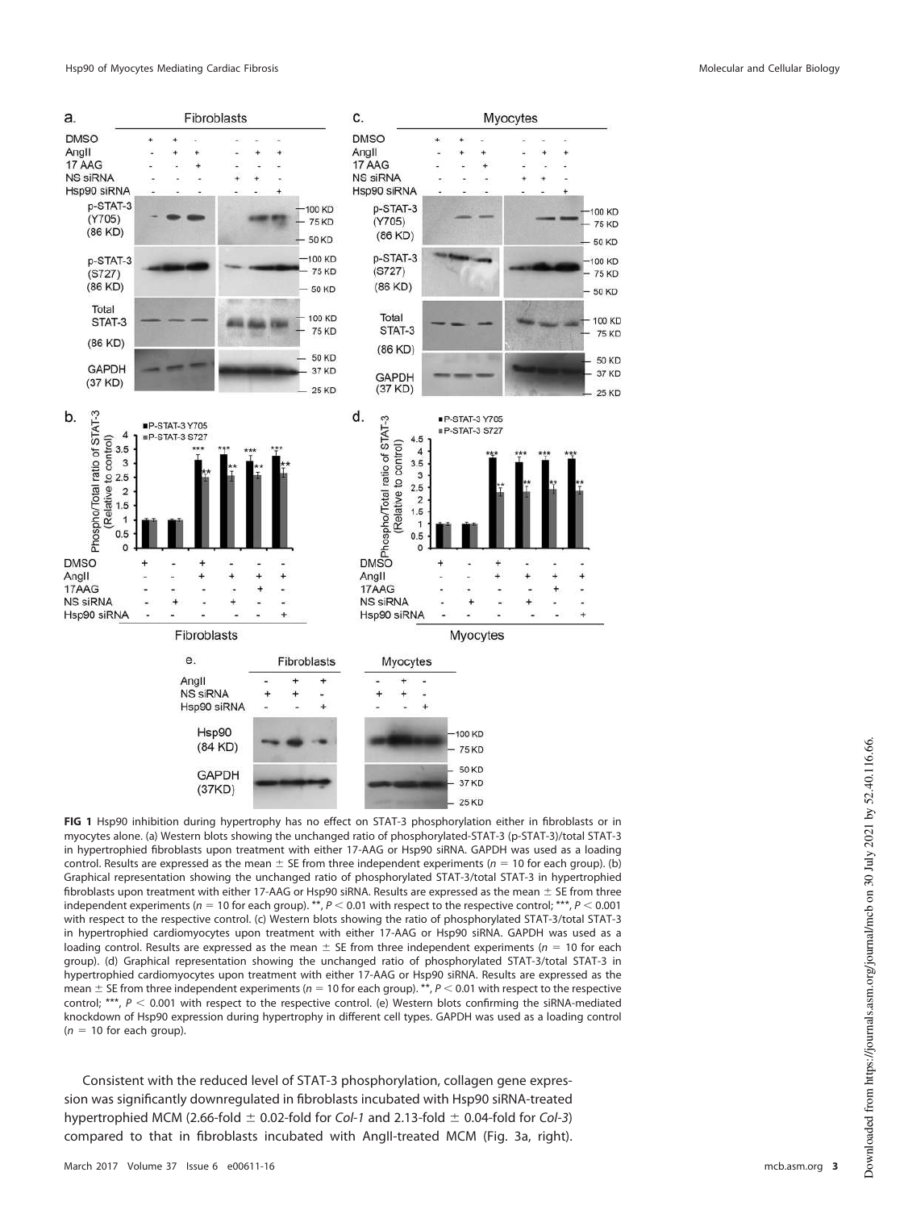**FIG 1** Hsp90 inhibition during hypertrophy has no effect on STAT-3 phosphorylation either in fibroblasts or in myocytes alone. (a) Western blots showing the unchanged ratio of phosphorylated-STAT-3 (p-STAT-3)/total STAT-3 in hypertrophied fibroblasts upon treatment with either 17-AAG or Hsp90 siRNA. GAPDH was used as a loading control. Results are expressed as the mean ± SE from three independent experiments ($n = 10$ for each group). (b) Graphical representation showing the unchanged ratio of phosphorylated STAT-3/total STAT-3 in hypertrophied fibroblasts upon treatment with either 17-AAG or Hsp90 siRNA. Results are expressed as the mean ± SE from three independent experiments ($n = 10$ for each group). **, $P < 0.01$ with respect to the respective control; ***, $P < 0.001$ with respect to the respective control. (c) Western blots showing the ratio of phosphorylated STAT-3/total STAT-3 in hypertrophied cardiomyocytes upon treatment with either 17-AAG or Hsp90 siRNA. GAPDH was used as a loading control. Results are expressed as the mean ± SE from three independent experiments ($n = 10$ for each group). (d) Graphical representation showing the unchanged ratio of phosphorylated STAT-3/total STAT-3 in hypertrophied cardiomyocytes upon treatment with either 17-AAG or Hsp90 siRNA. Results are expressed as the mean ± SE from three independent experiments ($n = 10$ for each group). **, $P < 0.01$ with respect to the respective control; ***, $P < 0.001$ with respect to the respective control. (e) Western blots confirming the siRNA-mediated knockdown of Hsp90 expression during hypertrophy in different cell types. GAPDH was used as a loading control ($n = 10$ for each group).

Consistent with the reduced level of STAT-3 phosphorylation, collagen gene expression was significantly downregulated in fibroblasts incubated with Hsp90 siRNA-treated hypertrophied MCM (2.66-fold ± 0.02-fold for *Col-1* and 2.13-fold ± 0.04-fold for *Col-3*) compared to that in fibroblasts incubated with AngII-treated MCM (Fig. 3a, right).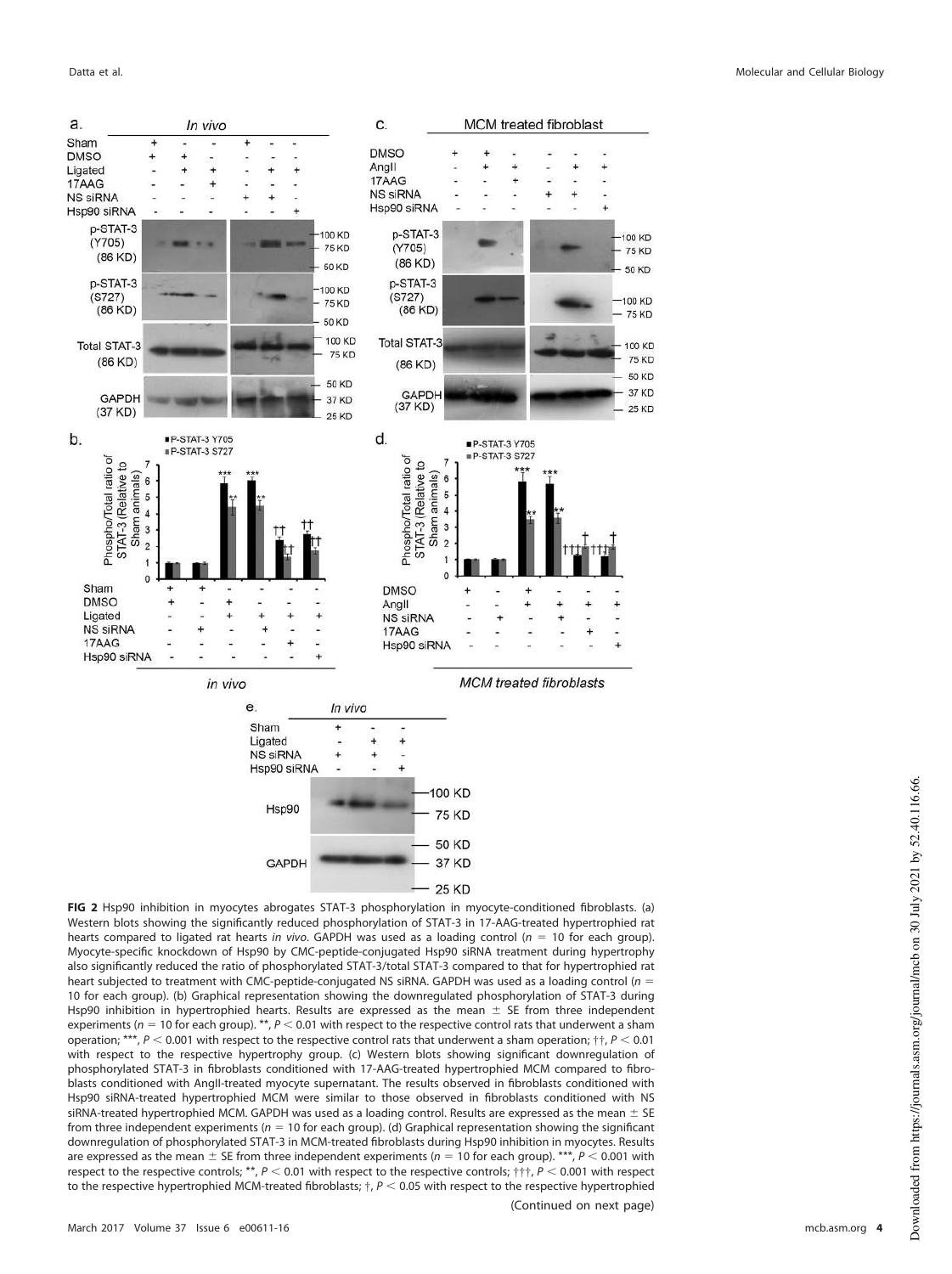**FIG 2** Hsp90 inhibition in myocytes abrogates STAT-3 phosphorylation in myocyte-conditioned fibroblasts. (a) Western blots showing the significantly reduced phosphorylation of STAT-3 in 17-AAG-treated hypertrophied rat hearts compared to ligated rat hearts *in vivo*. GAPDH was used as a loading control ($n$ = 10 for each group). Myocyte-specific knockdown of Hsp90 by CMC-peptide-conjugated Hsp90 siRNA treatment during hypertrophy also significantly reduced the ratio of phosphorylated STAT-3/total STAT-3 compared to that for hypertrophied rat heart subjected to treatment with CMC-peptide-conjugated NS siRNA. GAPDH was used as a loading control ($n$ = 10 for each group). (b) Graphical representation showing the downregulated phosphorylation of STAT-3 during Hsp90 inhibition in hypertrophied hearts. Results are expressed as the mean ± SE from three independent experiments ($n$ = 10 for each group). **, $P < 0.01$ with respect to the respective control rats that underwent a sham operation; ***, $P < 0.001$ with respect to the respective control rats that underwent a sham operation; ††, $P < 0.01$ with respect to the respective hypertrophy group. (c) Western blots showing significant downregulation of phosphorylated STAT-3 in fibroblasts conditioned with 17-AAG-treated hypertrophied MCM compared to fibroblasts conditioned with AngII-treated myocyte supernatant. The results observed in fibroblasts conditioned with Hsp90 siRNA-treated hypertrophied MCM were similar to those observed in fibroblasts conditioned with NS siRNA-treated hypertrophied MCM. GAPDH was used as a loading control. Results are expressed as the mean ± SE from three independent experiments ($n$ = 10 for each group). (d) Graphical representation showing the significant downregulation of phosphorylated STAT-3 in MCM-treated fibroblasts during Hsp90 inhibition in myocytes. Results are expressed as the mean ± SE from three independent experiments ($n$ = 10 for each group). ***, $P < 0.001$ with respect to the respective controls; **, $P < 0.01$ with respect to the respective controls; †††, $P < 0.001$ with respect to the respective hypertrophied MCM-treated fibroblasts; †, $P < 0.05$ with respect to the respective hypertrophied

(Continued on next page)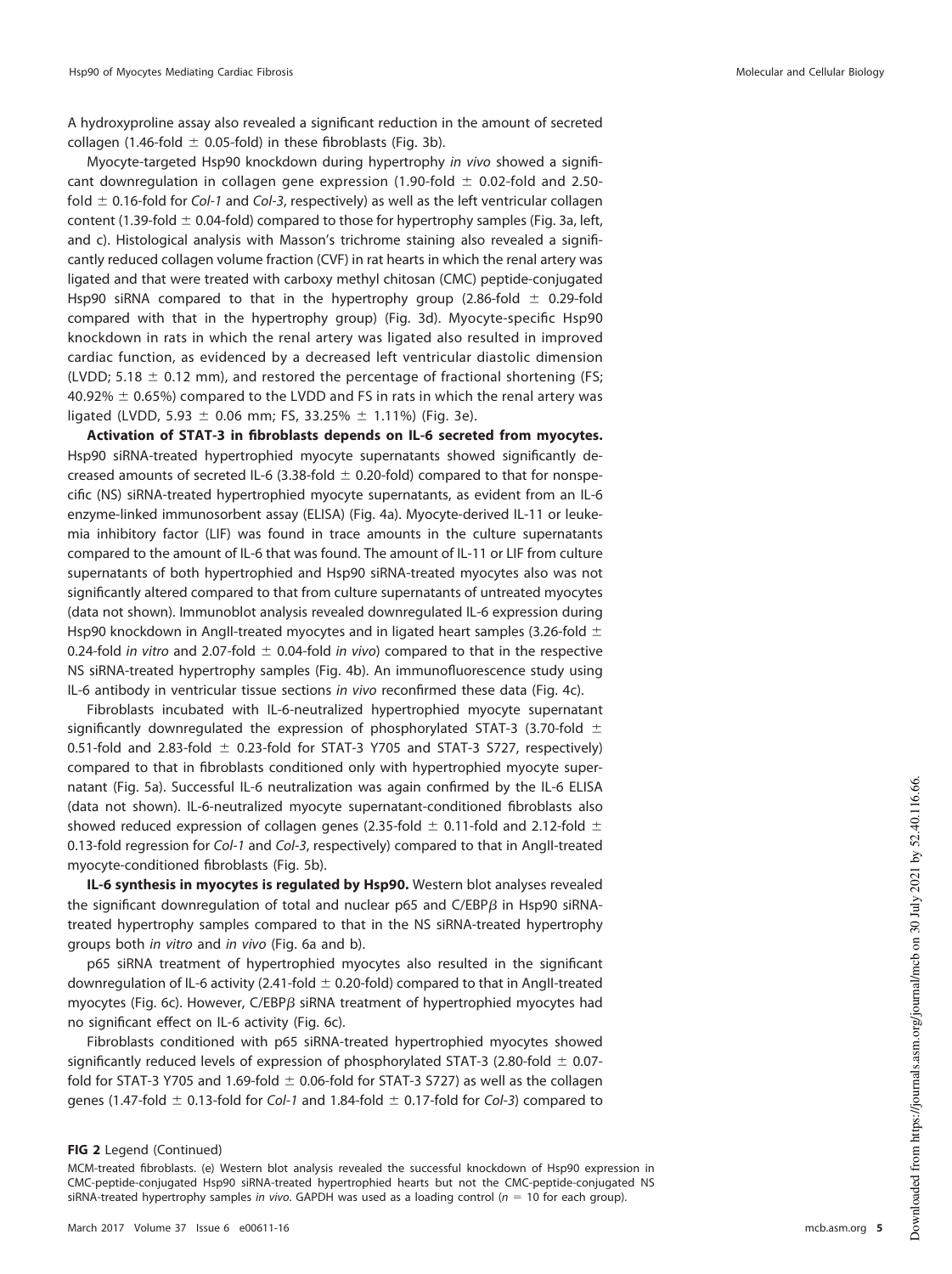A hydroxyproline assay also revealed a significant reduction in the amount of secreted collagen (1.46-fold ± 0.05-fold) in these fibroblasts (Fig. 3b).

Myocyte-targeted Hsp90 knockdown during hypertrophy *in vivo* showed a significant downregulation in collagen gene expression (1.90-fold ± 0.02-fold and 2.50-fold ± 0.16-fold for *Col-1* and *Col-3*, respectively) as well as the left ventricular collagen content (1.39-fold ± 0.04-fold) compared to those for hypertrophy samples (Fig. 3a, left, and c). Histological analysis with Masson's trichrome staining also revealed a significantly reduced collagen volume fraction (CVF) in rat hearts in which the renal artery was ligated and that were treated with carboxy methyl chitosan (CMC) peptide-conjugated Hsp90 siRNA compared to that in the hypertrophy group (2.86-fold ± 0.29-fold compared with that in the hypertrophy group) (Fig. 3d). Myocyte-specific Hsp90 knockdown in rats in which the renal artery was ligated also resulted in improved cardiac function, as evidenced by a decreased left ventricular diastolic dimension (LVDD; 5.18 ± 0.12 mm), and restored the percentage of fractional shortening (FS; 40.92% ± 0.65%) compared to the LVDD and FS in rats in which the renal artery was ligated (LVDD, 5.93 ± 0.06 mm; FS, 33.25% ± 1.11%) (Fig. 3e).

**Activation of STAT-3 in fibroblasts depends on IL-6 secreted from myocytes.** Hsp90 siRNA-treated hypertrophied myocyte supernatants showed significantly decreased amounts of secreted IL-6 (3.38-fold ± 0.20-fold) compared to that for nonspecific (NS) siRNA-treated hypertrophied myocyte supernatants, as evident from an IL-6 enzyme-linked immunosorbent assay (ELISA) (Fig. 4a). Myocyte-derived IL-11 or leukemia inhibitory factor (LIF) was found in trace amounts in the culture supernatants compared to the amount of IL-6 that was found. The amount of IL-11 or LIF from culture supernatants of both hypertrophied and Hsp90 siRNA-treated myocytes also was not significantly altered compared to that from culture supernatants of untreated myocytes (data not shown). Immunoblot analysis revealed downregulated IL-6 expression during Hsp90 knockdown in AngII-treated myocytes and in ligated heart samples (3.26-fold ± 0.24-fold *in vitro* and 2.07-fold ± 0.04-fold *in vivo*) compared to that in the respective NS siRNA-treated hypertrophy samples (Fig. 4b). An immunofluorescence study using IL-6 antibody in ventricular tissue sections *in vivo* reconfirmed these data (Fig. 4c).

Fibroblasts incubated with IL-6-neutralized hypertrophied myocyte supernatant significantly downregulated the expression of phosphorylated STAT-3 (3.70-fold ± 0.51-fold and 2.83-fold ± 0.23-fold for STAT-3 Y705 and STAT-3 S727, respectively) compared to that in fibroblasts conditioned only with hypertrophied myocyte supernatant (Fig. 5a). Successful IL-6 neutralization was again confirmed by the IL-6 ELISA (data not shown). IL-6-neutralized myocyte supernatant-conditioned fibroblasts also showed reduced expression of collagen genes (2.35-fold ± 0.11-fold and 2.12-fold ± 0.13-fold regression for *Col-1* and *Col-3*, respectively) compared to that in AngII-treated myocyte-conditioned fibroblasts (Fig. 5b).

**IL-6 synthesis in myocytes is regulated by Hsp90.** Western blot analyses revealed the significant downregulation of total and nuclear p65 and C/EBPβ in Hsp90 siRNA-treated hypertrophy samples compared to that in the NS siRNA-treated hypertrophy groups both *in vitro* and *in vivo* (Fig. 6a and b).

p65 siRNA treatment of hypertrophied myocytes also resulted in the significant downregulation of IL-6 activity (2.41-fold ± 0.20-fold) compared to that in AngII-treated myocytes (Fig. 6c). However, C/EBPβ siRNA treatment of hypertrophied myocytes had no significant effect on IL-6 activity (Fig. 6c).

Fibroblasts conditioned with p65 siRNA-treated hypertrophied myocytes showed significantly reduced levels of expression of phosphorylated STAT-3 (2.80-fold ± 0.07-fold for STAT-3 Y705 and 1.69-fold ± 0.06-fold for STAT-3 S727) as well as the collagen genes (1.47-fold ± 0.13-fold for *Col-1* and 1.84-fold ± 0.17-fold for *Col-3*) compared to

**FIG 2** Legend (Continued)

MCM-treated fibroblasts. (e) Western blot analysis revealed the successful knockdown of Hsp90 expression in CMC-peptide-conjugated Hsp90 siRNA-treated hypertrophied hearts but not the CMC-peptide-conjugated NS siRNA-treated hypertrophy samples *in vivo*. GAPDH was used as a loading control ($n = 10$ for each group).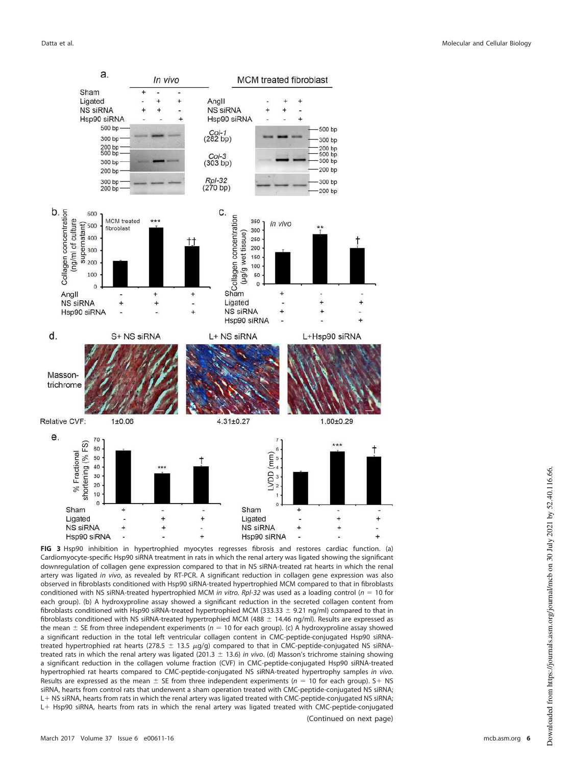**FIG 3** Hsp90 inhibition in hypertrophied myocytes regresses fibrosis and restores cardiac function. (a) Cardiomyocyte-specific Hsp90 siRNA treatment in rats in which the renal artery was ligated showing the significant downregulation of collagen gene expression compared to that in NS siRNA-treated rat hearts in which the renal artery was ligated *in vivo*, as revealed by RT-PCR. A significant reduction in collagen gene expression was also observed in fibroblasts conditioned with Hsp90 siRNA-treated hypertrophied MCM compared to that in fibroblasts conditioned with NS siRNA-treated hypertrophied MCM *in vitro*. *Rpl-32* was used as a loading control ($n = 10$ for each group). (b) A hydroxyproline assay showed a significant reduction in the secreted collagen content from fibroblasts conditioned with Hsp90 siRNA-treated hypertrophied MCM (333.33 ± 9.21 ng/ml) compared to that in fibroblasts conditioned with NS siRNA-treated hypertrophied MCM (488 ± 14.46 ng/ml). Results are expressed as the mean ± SE from three independent experiments ($n = 10$ for each group). (c) A hydroxyproline assay showed a significant reduction in the total left ventricular collagen content in CMC-peptide-conjugated Hsp90 siRNA-treated hypertrophied rat hearts (278.5 ± 13.5 μg/g) compared to that in CMC-peptide-conjugated NS siRNA-treated rats in which the renal artery was ligated (201.3 ± 13.6) *in vivo*. (d) Masson's trichrome staining showing a significant reduction in the collagen volume fraction (CVF) in CMC-peptide-conjugated Hsp90 siRNA-treated hypertrophied rat hearts compared to CMC-peptide-conjugated NS siRNA-treated hypertrophy samples *in vivo*. Results are expressed as the mean ± SE from three independent experiments ($n = 10$ for each group). S+ NS siRNA, hearts from control rats that underwent a sham operation treated with CMC-peptide-conjugated NS siRNA; L+ NS siRNA, hearts from rats in which the renal artery was ligated treated with CMC-peptide-conjugated NS siRNA; L+ Hsp90 siRNA, hearts from rats in which the renal artery was ligated treated with CMC-peptide-conjugated

(Continued on next page)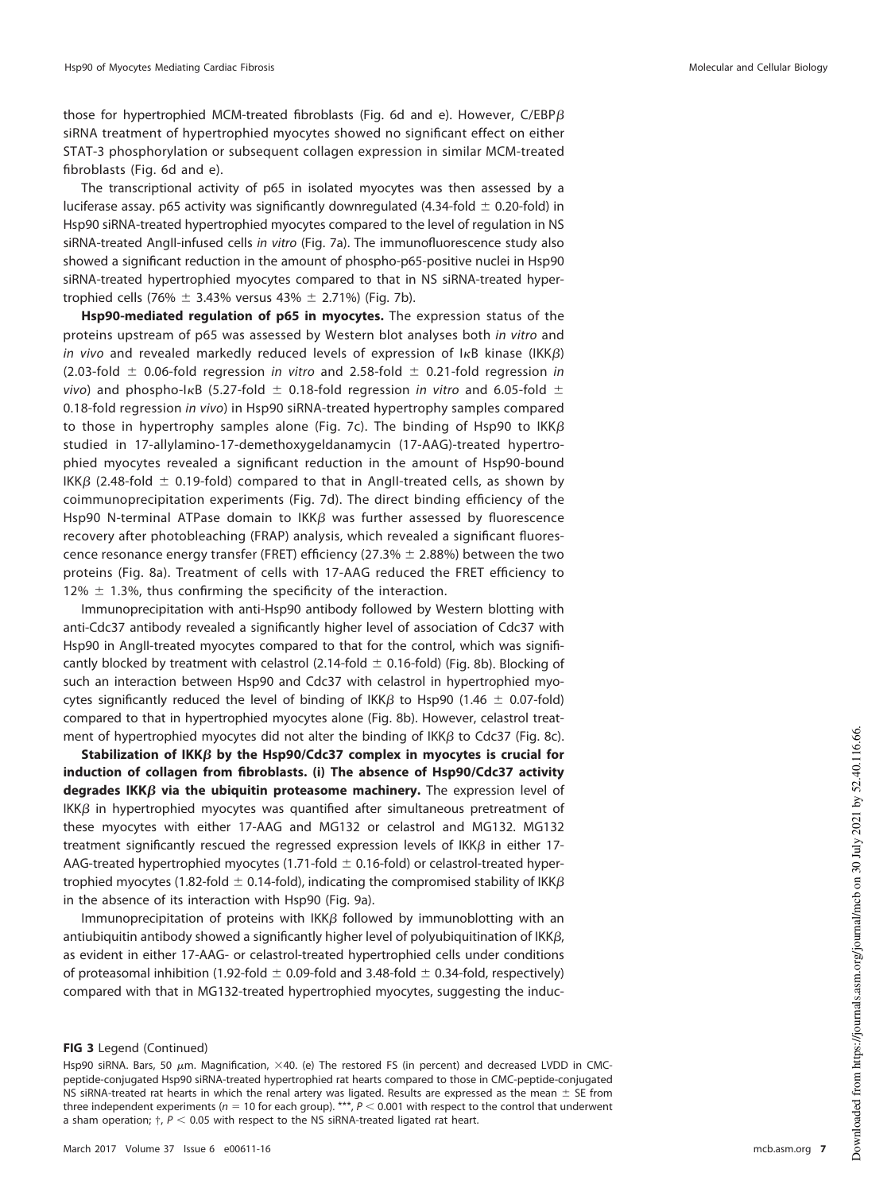those for hypertrophied MCM-treated fibroblasts (Fig. 6d and e). However, C/EBPβ siRNA treatment of hypertrophied myocytes showed no significant effect on either STAT-3 phosphorylation or subsequent collagen expression in similar MCM-treated fibroblasts (Fig. 6d and e).

The transcriptional activity of p65 in isolated myocytes was then assessed by a luciferase assay. p65 activity was significantly downregulated (4.34-fold ± 0.20-fold) in Hsp90 siRNA-treated hypertrophied myocytes compared to the level of regulation in NS siRNA-treated AngII-infused cells *in vitro* (Fig. 7a). The immunofluorescence study also showed a significant reduction in the amount of phospho-p65-positive nuclei in Hsp90 siRNA-treated hypertrophied myocytes compared to that in NS siRNA-treated hypertrophied cells (76% ± 3.43% versus 43% ± 2.71%) (Fig. 7b).

**Hsp90-mediated regulation of p65 in myocytes.** The expression status of the proteins upstream of p65 was assessed by Western blot analyses both *in vitro* and *in vivo* and revealed markedly reduced levels of expression of IκB kinase (IKKβ) (2.03-fold ± 0.06-fold regression *in vitro* and 2.58-fold ± 0.21-fold regression *in vivo*) and phospho-IκB (5.27-fold ± 0.18-fold regression *in vitro* and 6.05-fold ± 0.18-fold regression *in vivo*) in Hsp90 siRNA-treated hypertrophy samples compared to those in hypertrophy samples alone (Fig. 7c). The binding of Hsp90 to IKKβ studied in 17-allylamino-17-demethoxygeldanamycin (17-AAG)-treated hypertrophied myocytes revealed a significant reduction in the amount of Hsp90-bound IKKβ (2.48-fold ± 0.19-fold) compared to that in AngII-treated cells, as shown by coimmunoprecipitation experiments (Fig. 7d). The direct binding efficiency of the Hsp90 N-terminal ATPase domain to IKKβ was further assessed by fluorescence recovery after photobleaching (FRAP) analysis, which revealed a significant fluorescence resonance energy transfer (FRET) efficiency (27.3% ± 2.88%) between the two proteins (Fig. 8a). Treatment of cells with 17-AAG reduced the FRET efficiency to 12% ± 1.3%, thus confirming the specificity of the interaction.

Immunoprecipitation with anti-Hsp90 antibody followed by Western blotting with anti-Cdc37 antibody revealed a significantly higher level of association of Cdc37 with Hsp90 in AngII-treated myocytes compared to that for the control, which was significantly blocked by treatment with celastrol (2.14-fold ± 0.16-fold) (Fig. 8b). Blocking of such an interaction between Hsp90 and Cdc37 with celastrol in hypertrophied myocytes significantly reduced the level of binding of IKKβ to Hsp90 (1.46 ± 0.07-fold) compared to that in hypertrophied myocytes alone (Fig. 8b). However, celastrol treatment of hypertrophied myocytes did not alter the binding of IKKβ to Cdc37 (Fig. 8c).

**Stabilization of IKKβ by the Hsp90/Cdc37 complex in myocytes is crucial for induction of collagen from fibroblasts. (i) The absence of Hsp90/Cdc37 activity degrades IKKβ via the ubiquitin proteasome machinery.** The expression level of IKKβ in hypertrophied myocytes was quantified after simultaneous pretreatment of these myocytes with either 17-AAG and MG132 or celastrol and MG132. MG132 treatment significantly rescued the regressed expression levels of IKKβ in either 17-AAG-treated hypertrophied myocytes (1.71-fold ± 0.16-fold) or celastrol-treated hypertrophied myocytes (1.82-fold ± 0.14-fold), indicating the compromised stability of IKKβ in the absence of its interaction with Hsp90 (Fig. 9a).

Immunoprecipitation of proteins with IKKβ followed by immunoblotting with an antiubiquitin antibody showed a significantly higher level of polyubiquitination of IKKβ, as evident in either 17-AAG- or celastrol-treated hypertrophied cells under conditions of proteasomal inhibition (1.92-fold ± 0.09-fold and 3.48-fold ± 0.34-fold, respectively) compared with that in MG132-treated hypertrophied myocytes, suggesting the induc-

**FIG 3** Legend (Continued)

Hsp90 siRNA. Bars, 50 μm. Magnification, ×40. (e) The restored FS (in percent) and decreased LVDD in CMC-peptide-conjugated Hsp90 siRNA-treated hypertrophied rat hearts compared to those in CMC-peptide-conjugated NS siRNA-treated rat hearts in which the renal artery was ligated. Results are expressed as the mean ± SE from three independent experiments ($n = 10$ for each group). ***, $P < 0.001$ with respect to the control that underwent a sham operation; †, $P < 0.05$ with respect to the NS siRNA-treated ligated rat heart.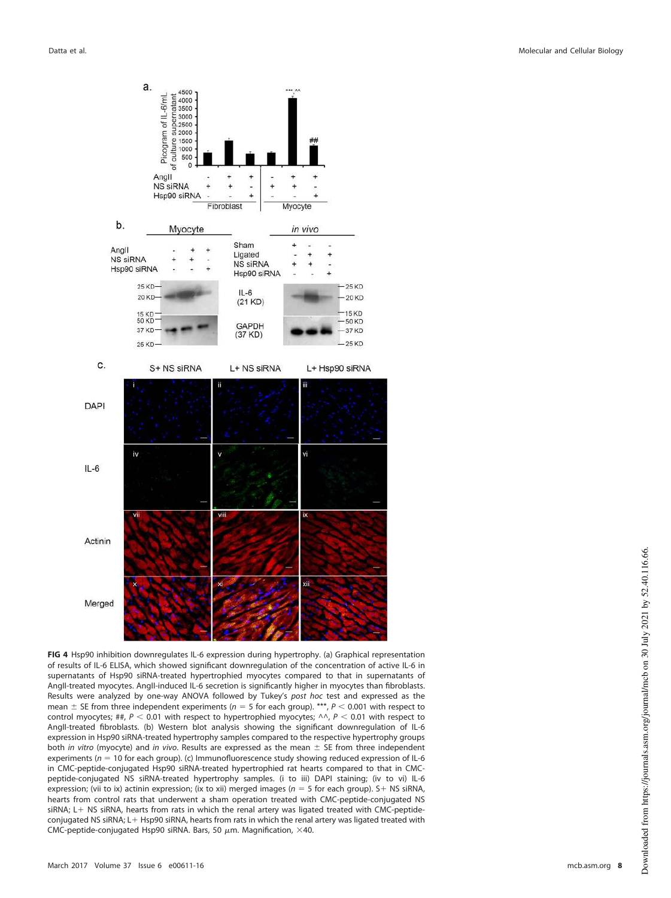**FIG 4** Hsp90 inhibition downregulates IL-6 expression during hypertrophy. (a) Graphical representation of results of IL-6 ELISA, which showed significant downregulation of the concentration of active IL-6 in supernatants of Hsp90 siRNA-treated hypertrophied myocytes compared to that in supernatants of AngII-treated myocytes. AngII-induced IL-6 secretion is significantly higher in myocytes than fibroblasts. Results were analyzed by one-way ANOVA followed by Tukey's *post hoc* test and expressed as the mean ± SE from three independent experiments ($n = 5$ for each group). ***, $P < 0.001$ with respect to control myocytes; ##, $P < 0.01$ with respect to hypertrophied myocytes; ^^, $P < 0.01$ with respect to AngII-treated fibroblasts. (b) Western blot analysis showing the significant downregulation of IL-6 expression in Hsp90 siRNA-treated hypertrophy samples compared to the respective hypertrophy groups both *in vitro* (myocyte) and *in vivo*. Results are expressed as the mean ± SE from three independent experiments ($n = 10$ for each group). (c) Immunofluorescence study showing reduced expression of IL-6 in CMC-peptide-conjugated Hsp90 siRNA-treated hypertrophied rat hearts compared to that in CMC-peptide-conjugated NS siRNA-treated hypertrophy samples. (i to iii) DAPI staining; (iv to vi) IL-6 expression; (vii to ix) actinin expression; (ix to xii) merged images ($n = 5$ for each group). S+ NS siRNA, hearts from control rats that underwent a sham operation treated with CMC-peptide-conjugated NS siRNA; L+ NS siRNA, hearts from rats in which the renal artery was ligated treated with CMC-peptide-conjugated NS siRNA; L+ Hsp90 siRNA, hearts from rats in which the renal artery was ligated treated with CMC-peptide-conjugated Hsp90 siRNA. Bars, 50 $\mu$m. Magnification, ×40.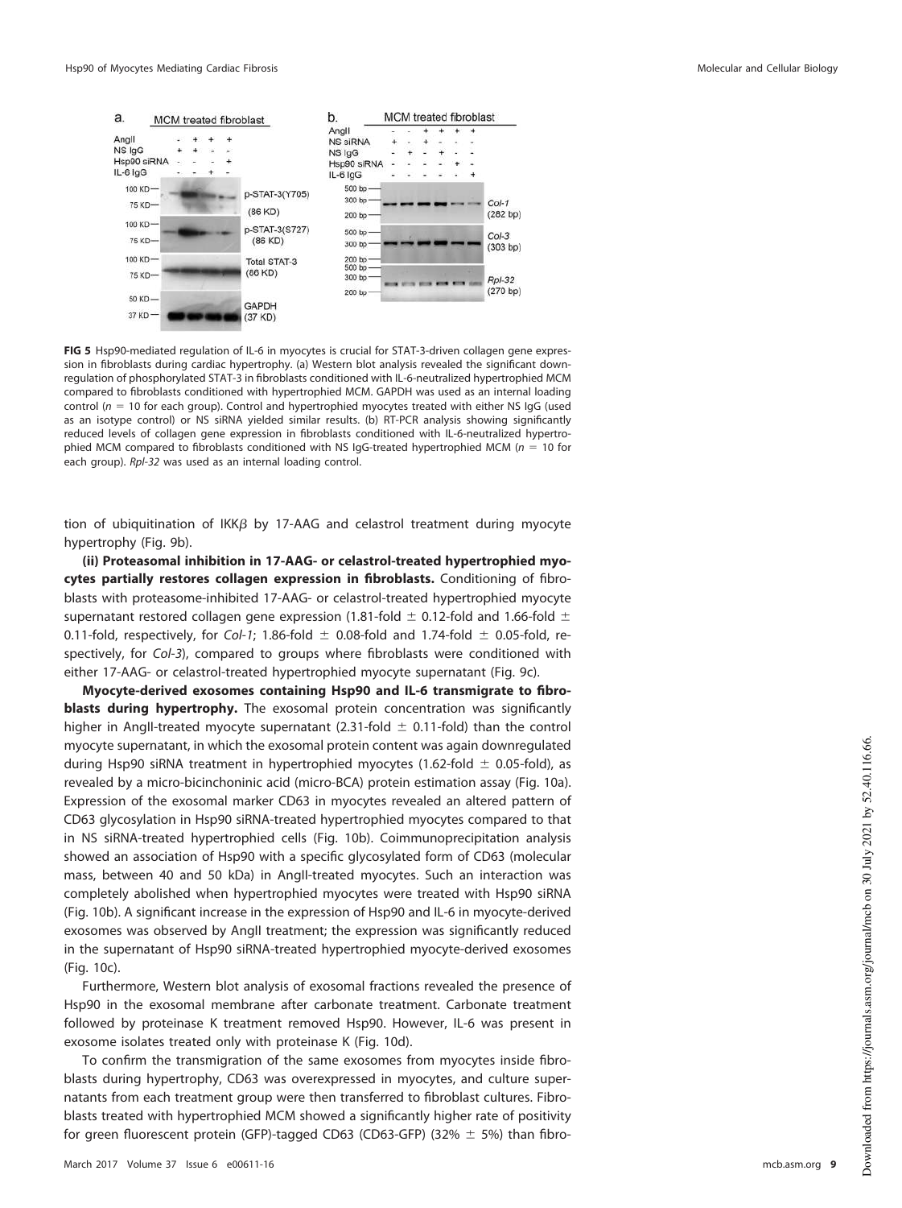**FIG 5** Hsp90-mediated regulation of IL-6 in myocytes is crucial for STAT-3-driven collagen gene expression in fibroblasts during cardiac hypertrophy. (a) Western blot analysis revealed the significant downregulation of phosphorylated STAT-3 in fibroblasts conditioned with IL-6-neutralized hypertrophied MCM compared to fibroblasts conditioned with hypertrophied MCM. GAPDH was used as an internal loading control ($n = 10$ for each group). Control and hypertrophied myocytes treated with either NS IgG (used as an isotype control) or NS siRNA yielded similar results. (b) RT-PCR analysis showing significantly reduced levels of collagen gene expression in fibroblasts conditioned with IL-6-neutralized hypertrophied MCM compared to fibroblasts conditioned with NS IgG-treated hypertrophied MCM ($n = 10$ for each group). *Rpl-32* was used as an internal loading control.

tion of ubiquitination of IKKβ by 17-AAG and celastrol treatment during myocyte hypertrophy (Fig. 9b).

**(ii) Proteasomal inhibition in 17-AAG- or celastrol-treated hypertrophied myocytes partially restores collagen expression in fibroblasts.** Conditioning of fibroblasts with proteasome-inhibited 17-AAG- or celastrol-treated hypertrophied myocyte supernatant restored collagen gene expression (1.81-fold ± 0.12-fold and 1.66-fold ± 0.11-fold, respectively, for *Col-1*; 1.86-fold ± 0.08-fold and 1.74-fold ± 0.05-fold, respectively, for *Col-3*), compared to groups where fibroblasts were conditioned with either 17-AAG- or celastrol-treated hypertrophied myocyte supernatant (Fig. 9c).

**Myocyte-derived exosomes containing Hsp90 and IL-6 transmigrate to fibroblasts during hypertrophy.** The exosomal protein concentration was significantly higher in AngII-treated myocyte supernatant (2.31-fold ± 0.11-fold) than the control myocyte supernatant, in which the exosomal protein content was again downregulated during Hsp90 siRNA treatment in hypertrophied myocytes (1.62-fold ± 0.05-fold), as revealed by a micro-bicinchoninic acid (micro-BCA) protein estimation assay (Fig. 10a). Expression of the exosomal marker CD63 in myocytes revealed an altered pattern of CD63 glycosylation in Hsp90 siRNA-treated hypertrophied myocytes compared to that in NS siRNA-treated hypertrophied cells (Fig. 10b). Coimmunoprecipitation analysis showed an association of Hsp90 with a specific glycosylated form of CD63 (molecular mass, between 40 and 50 kDa) in AngII-treated myocytes. Such an interaction was completely abolished when hypertrophied myocytes were treated with Hsp90 siRNA (Fig. 10b). A significant increase in the expression of Hsp90 and IL-6 in myocyte-derived exosomes was observed by AngII treatment; the expression was significantly reduced in the supernatant of Hsp90 siRNA-treated hypertrophied myocyte-derived exosomes (Fig. 10c).

Furthermore, Western blot analysis of exosomal fractions revealed the presence of Hsp90 in the exosomal membrane after carbonate treatment. Carbonate treatment followed by proteinase K treatment removed Hsp90. However, IL-6 was present in exosome isolates treated only with proteinase K (Fig. 10d).

To confirm the transmigration of the same exosomes from myocytes inside fibroblasts during hypertrophy, CD63 was overexpressed in myocytes, and culture supernatants from each treatment group were then transferred to fibroblast cultures. Fibroblasts treated with hypertrophied MCM showed a significantly higher rate of positivity for green fluorescent protein (GFP)-tagged CD63 (CD63-GFP) (32% ± 5%) than fibro-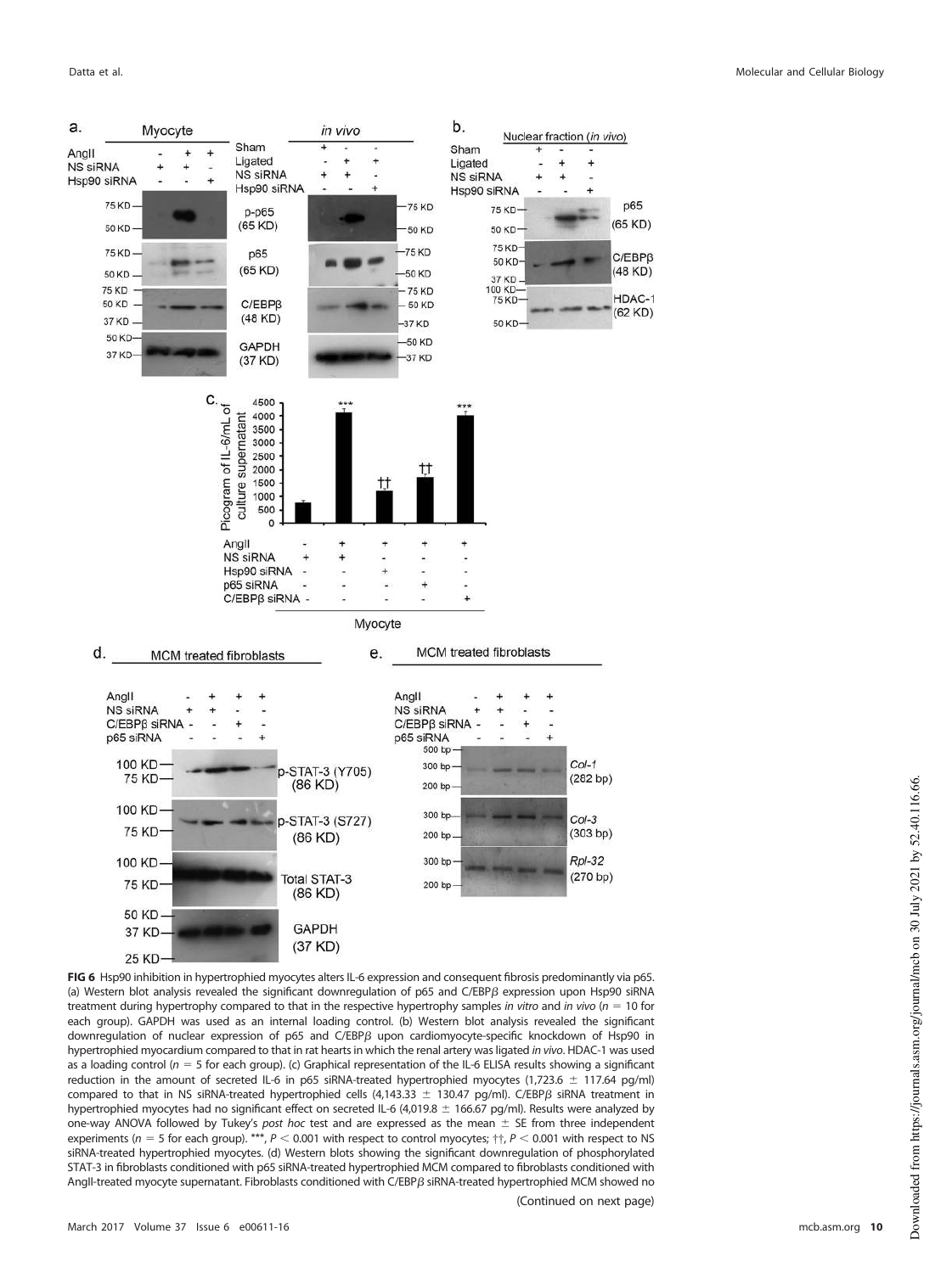**FIG 6** Hsp90 inhibition in hypertrophied myocytes alters IL-6 expression and consequent fibrosis predominantly via p65. (a) Western blot analysis revealed the significant downregulation of p65 and C/EBPβ expression upon Hsp90 siRNA treatment during hypertrophy compared to that in the respective hypertrophy samples *in vitro* and *in vivo* ($n = 10$ for each group). GAPDH was used as an internal loading control. (b) Western blot analysis revealed the significant downregulation of nuclear expression of p65 and C/EBPβ upon cardiomyocyte-specific knockdown of Hsp90 in hypertrophied myocardium compared to that in rat hearts in which the renal artery was ligated *in vivo*. HDAC-1 was used as a loading control ($n = 5$ for each group). (c) Graphical representation of the IL-6 ELISA results showing a significant reduction in the amount of secreted IL-6 in p65 siRNA-treated hypertrophied myocytes (1,723.6 ± 117.64 pg/ml) compared to that in NS siRNA-treated hypertrophied cells (4,143.33 ± 130.47 pg/ml). C/EBPβ siRNA treatment in hypertrophied myocytes had no significant effect on secreted IL-6 (4,019.8 ± 166.67 pg/ml). Results were analyzed by one-way ANOVA followed by Tukey's *post hoc* test and are expressed as the mean ± SE from three independent experiments ($n = 5$ for each group). ***, $P < 0.001$ with respect to control myocytes; ††, $P < 0.001$ with respect to NS siRNA-treated hypertrophied myocytes. (d) Western blots showing the significant downregulation of phosphorylated STAT-3 in fibroblasts conditioned with p65 siRNA-treated hypertrophied MCM compared to fibroblasts conditioned with AngII-treated myocyte supernatant. Fibroblasts conditioned with C/EBPβ siRNA-treated hypertrophied MCM showed no

(Continued on next page)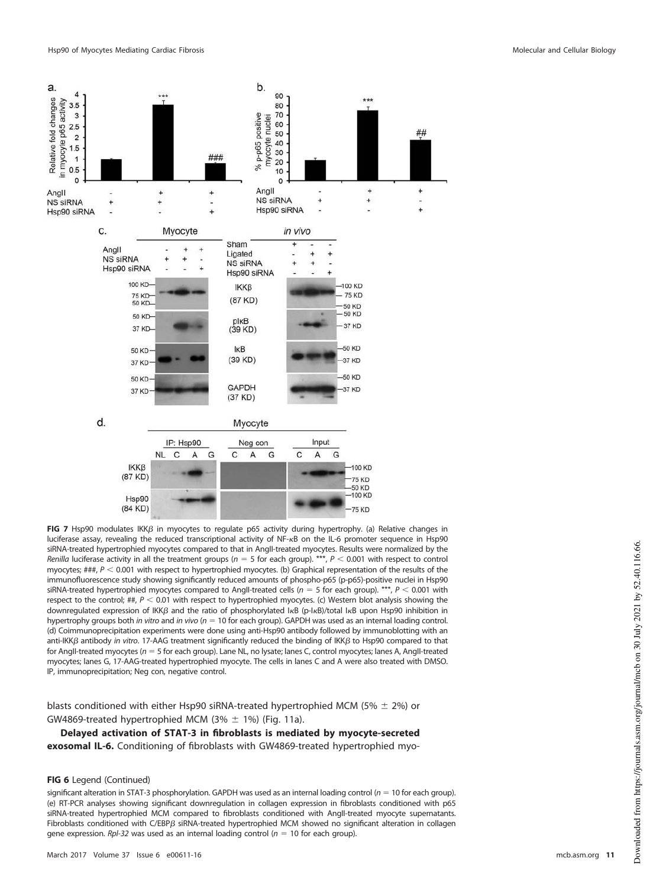**FIG 7** Hsp90 modulates IKKβ in myocytes to regulate p65 activity during hypertrophy. (a) Relative changes in luciferase assay, revealing the reduced transcriptional activity of NF-κB on the IL-6 promoter sequence in Hsp90 siRNA-treated hypertrophied myocytes compared to that in AngII-treated myocytes. Results were normalized by the *Renilla* luciferase activity in all the treatment groups ($n = 5$ for each group). ***, $P < 0.001$ with respect to control myocytes; ###, $P < 0.001$ with respect to hypertrophied myocytes. (b) Graphical representation of the results of the immunofluorescence study showing significantly reduced amounts of phospho-p65 (p-p65)-positive nuclei in Hsp90 siRNA-treated hypertrophied myocytes compared to AngII-treated cells ($n = 5$ for each group). ***, $P < 0.001$ with respect to the control; ##, $P < 0.01$ with respect to hypertrophied myocytes. (c) Western blot analysis showing the downregulated expression of IKKβ and the ratio of phosphorylated IκB (p-IκB)/total IκB upon Hsp90 inhibition in hypertrophy groups both *in vitro* and *in vivo* ($n = 10$ for each group). GAPDH was used as an internal loading control. (d) Coimmunoprecipitation experiments were done using anti-Hsp90 antibody followed by immunoblotting with an anti-IKKβ antibody *in vitro*. 17-AAG treatment significantly reduced the binding of IKKβ to Hsp90 compared to that for AngII-treated myocytes ($n = 5$ for each group). Lane NL, no lysate; lanes C, control myocytes; lanes A, AngII-treated myocytes; lanes G, 17-AAG-treated hypertrophied myocyte. The cells in lanes C and A were also treated with DMSO. IP, immunoprecipitation; Neg con, negative control.

blasts conditioned with either Hsp90 siRNA-treated hypertrophied MCM (5% ± 2%) or GW4869-treated hypertrophied MCM (3% ± 1%) (Fig. 11a).

**Delayed activation of STAT-3 in fibroblasts is mediated by myocyte-secreted exosomal IL-6.** Conditioning of fibroblasts with GW4869-treated hypertrophied myo-

**FIG 6** Legend (Continued)

significant alteration in STAT-3 phosphorylation. GAPDH was used as an internal loading control ($n = 10$ for each group). (e) RT-PCR analyses showing significant downregulation in collagen expression in fibroblasts conditioned with p65 siRNA-treated hypertrophied MCM compared to fibroblasts conditioned with AngII-treated myocyte supernatants. Fibroblasts conditioned with C/EBPβ siRNA-treated hypertrophied MCM showed no significant alteration in collagen gene expression. *Rpl-32* was used as an internal loading control ($n = 10$ for each group).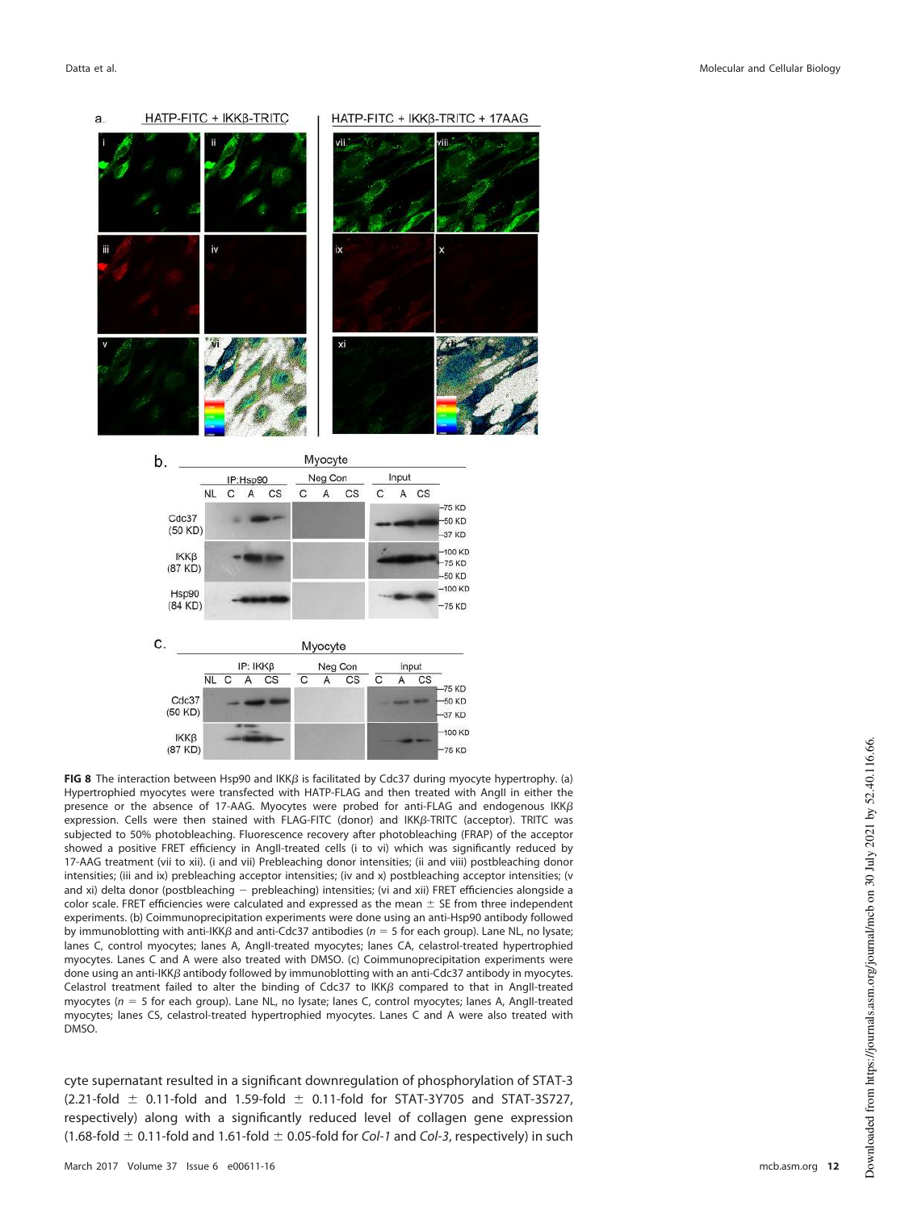**FIG 8** The interaction between Hsp90 and IKKβ is facilitated by Cdc37 during myocyte hypertrophy. (a) Hypertrophied myocytes were transfected with HATP-FLAG and then treated with AngII in either the presence or the absence of 17-AAG. Myocytes were probed for anti-FLAG and endogenous IKKβ expression. Cells were then stained with FLAG-FITC (donor) and IKKβ-TRITC (acceptor). TRITC was subjected to 50% photobleaching. Fluorescence recovery after photobleaching (FRAP) of the acceptor showed a positive FRET efficiency in AngII-treated cells (i to vi) which was significantly reduced by 17-AAG treatment (vii to xii). (i and vii) Prebleaching donor intensities; (ii and viii) postbleaching donor intensities; (iii and ix) prebleaching acceptor intensities; (iv and x) postbleaching acceptor intensities; (v and xi) delta donor (postbleaching − prebleaching) intensities; (vi and xii) FRET efficiencies alongside a color scale. FRET efficiencies were calculated and expressed as the mean ± SE from three independent experiments. (b) Coimmunoprecipitation experiments were done using an anti-Hsp90 antibody followed by immunoblotting with anti-IKKβ and anti-Cdc37 antibodies ($n = 5$ for each group). Lane NL, no lysate; lanes C, control myocytes; lanes A, AngII-treated myocytes; lanes CA, celastrol-treated hypertrophied myocytes. Lanes C and A were also treated with DMSO. (c) Coimmunoprecipitation experiments were done using an anti-IKKβ antibody followed by immunoblotting with an anti-Cdc37 antibody in myocytes. Celastrol treatment failed to alter the binding of Cdc37 to IKKβ compared to that in AngII-treated myocytes ($n = 5$ for each group). Lane NL, no lysate; lanes C, control myocytes; lanes A, AngII-treated myocytes; lanes CS, celastrol-treated hypertrophied myocytes. Lanes C and A were also treated with DMSO.

cyte supernatant resulted in a significant downregulation of phosphorylation of STAT-3 (2.21-fold ± 0.11-fold and 1.59-fold ± 0.11-fold for STAT-3Y705 and STAT-3S727, respectively) along with a significantly reduced level of collagen gene expression (1.68-fold ± 0.11-fold and 1.61-fold ± 0.05-fold for *Col-1* and *Col-3*, respectively) in such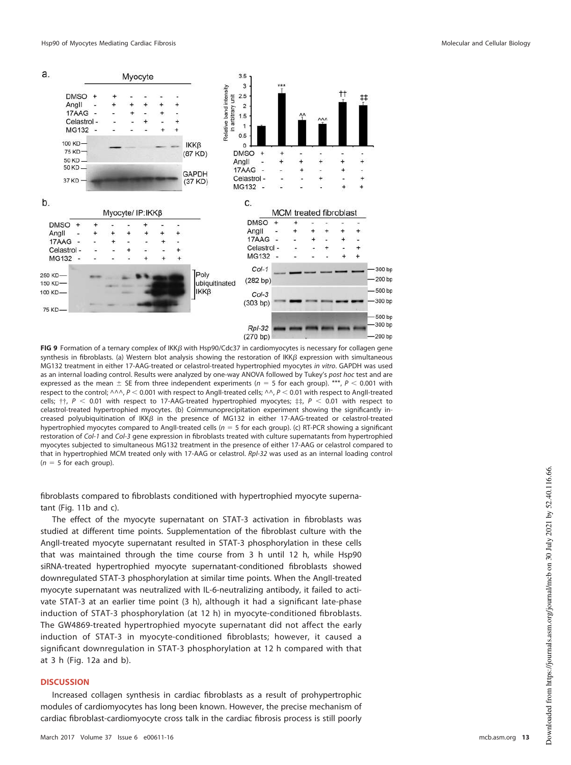**FIG 9** Formation of a ternary complex of IKKβ with Hsp90/Cdc37 in cardiomyocytes is necessary for collagen gene synthesis in fibroblasts. (a) Western blot analysis showing the restoration of IKKβ expression with simultaneous MG132 treatment in either 17-AAG-treated or celastrol-treated hypertrophied myocytes *in vitro*. GAPDH was used as an internal loading control. Results were analyzed by one-way ANOVA followed by Tukey's *post hoc* test and are expressed as the mean ± SE from three independent experiments ($n = 5$ for each group). ***, $P < 0.001$ with respect to the control; ^^^, $P < 0.001$ with respect to AngII-treated cells; ^^, $P < 0.01$ with respect to AngII-treated cells; ††, $P < 0.01$ with respect to 17-AAG-treated hypertrophied myocytes; ‡‡, $P < 0.01$ with respect to celastrol-treated hypertrophied myocytes. (b) Coimmunoprecipitation experiment showing the significantly increased polyubiquitination of IKKβ in the presence of MG132 in either 17-AAG-treated or celastrol-treated hypertrophied myocytes compared to AngII-treated cells ($n = 5$ for each group). (c) RT-PCR showing a significant restoration of *Col-1* and *Col-3* gene expression in fibroblasts treated with culture supernatants from hypertrophied myocytes subjected to simultaneous MG132 treatment in the presence of either 17-AAG or celastrol compared to that in hypertrophied MCM treated only with 17-AAG or celastrol. *Rpl-32* was used as an internal loading control ($n = 5$ for each group).

fibroblasts compared to fibroblasts conditioned with hypertrophied myocyte supernatant (Fig. 11b and c).

The effect of the myocyte supernatant on STAT-3 activation in fibroblasts was studied at different time points. Supplementation of the fibroblast culture with the AngII-treated myocyte supernatant resulted in STAT-3 phosphorylation in these cells that was maintained through the time course from 3 h until 12 h, while Hsp90 siRNA-treated hypertrophied myocyte supernatant-conditioned fibroblasts showed downregulated STAT-3 phosphorylation at similar time points. When the AngII-treated myocyte supernatant was neutralized with IL-6-neutralizing antibody, it failed to activate STAT-3 at an earlier time point (3 h), although it had a significant late-phase induction of STAT-3 phosphorylation (at 12 h) in myocyte-conditioned fibroblasts. The GW4869-treated hypertrophied myocyte supernatant did not affect the early induction of STAT-3 in myocyte-conditioned fibroblasts; however, it caused a significant downregulation in STAT-3 phosphorylation at 12 h compared with that at 3 h (Fig. 12a and b).

## DISCUSSION

Increased collagen synthesis in cardiac fibroblasts as a result of prohypertrophic modules of cardiomyocytes has long been known. However, the precise mechanism of cardiac fibroblast-cardiomyocyte cross talk in the cardiac fibrosis process is still poorly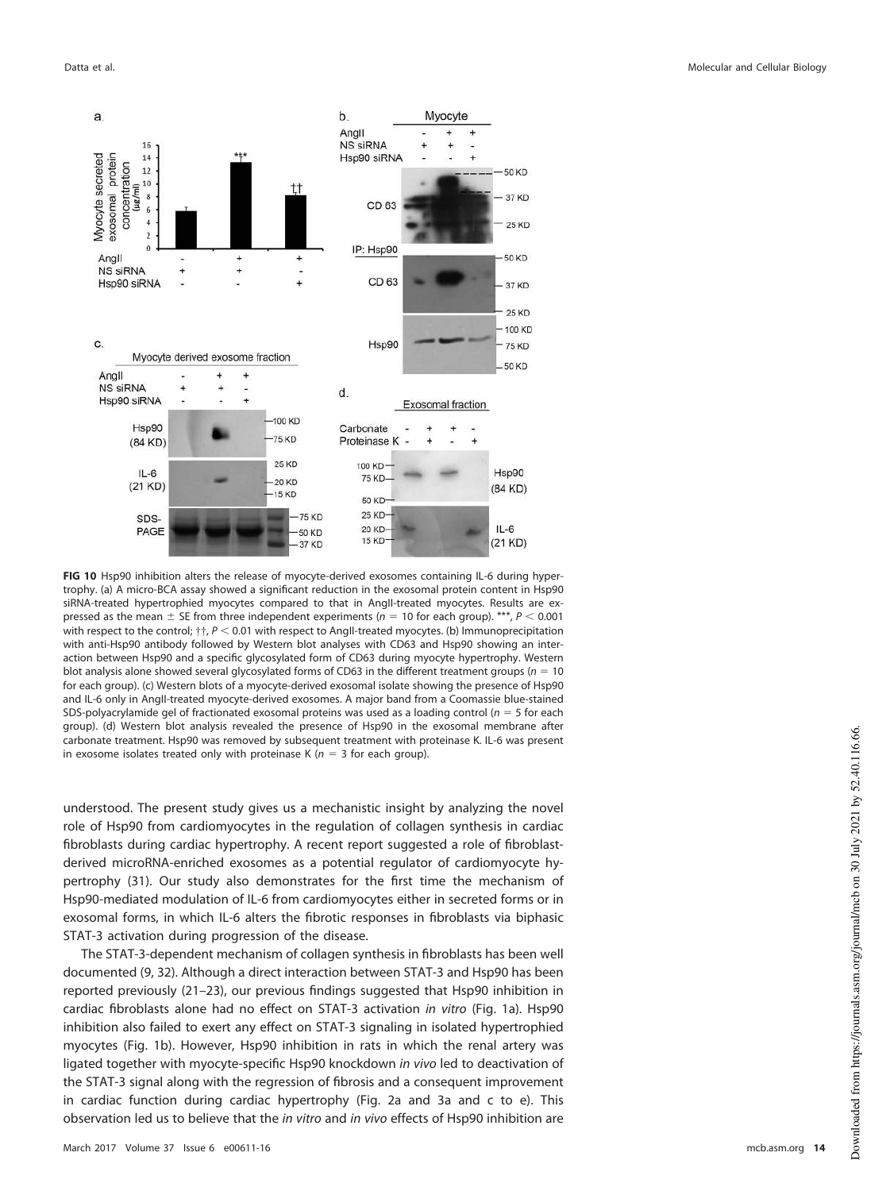**FIG 10** Hsp90 inhibition alters the release of myocyte-derived exosomes containing IL-6 during hypertrophy. (a) A micro-BCA assay showed a significant reduction in the exosomal protein content in Hsp90 siRNA-treated hypertrophied myocytes compared to that in AngII-treated myocytes. Results are expressed as the mean ± SE from three independent experiments ($n = 10$ for each group). ***, $P < 0.001$ with respect to the control; ††, $P < 0.01$ with respect to AngII-treated myocytes. (b) Immunoprecipitation with anti-Hsp90 antibody followed by Western blot analyses with CD63 and Hsp90 showing an interaction between Hsp90 and a specific glycosylated form of CD63 during myocyte hypertrophy. Western blot analysis alone showed several glycosylated forms of CD63 in the different treatment groups ($n = 10$ for each group). (c) Western blots of a myocyte-derived exosomal isolate showing the presence of Hsp90 and IL-6 only in AngII-treated myocyte-derived exosomes. A major band from a Coomassie blue-stained SDS-polyacrylamide gel of fractionated exosomal proteins was used as a loading control ($n = 5$ for each group). (d) Western blot analysis revealed the presence of Hsp90 in the exosomal membrane after carbonate treatment. Hsp90 was removed by subsequent treatment with proteinase K. IL-6 was present in exosome isolates treated only with proteinase K ($n = 3$ for each group).

understood. The present study gives us a mechanistic insight by analyzing the novel role of Hsp90 from cardiomyocytes in the regulation of collagen synthesis in cardiac fibroblasts during cardiac hypertrophy. A recent report suggested a role of fibroblast-derived microRNA-enriched exosomes as a potential regulator of cardiomyocyte hypertrophy (31). Our study also demonstrates for the first time the mechanism of Hsp90-mediated modulation of IL-6 from cardiomyocytes either in secreted forms or in exosomal forms, in which IL-6 alters the fibrotic responses in fibroblasts via biphasic STAT-3 activation during progression of the disease.

The STAT-3-dependent mechanism of collagen synthesis in fibroblasts has been well documented (9, 32). Although a direct interaction between STAT-3 and Hsp90 has been reported previously (21–23), our previous findings suggested that Hsp90 inhibition in cardiac fibroblasts alone had no effect on STAT-3 activation *in vitro* (Fig. 1a). Hsp90 inhibition also failed to exert any effect on STAT-3 signaling in isolated hypertrophied myocytes (Fig. 1b). However, Hsp90 inhibition in rats in which the renal artery was ligated together with myocyte-specific Hsp90 knockdown *in vivo* led to deactivation of the STAT-3 signal along with the regression of fibrosis and a consequent improvement in cardiac function during cardiac hypertrophy (Fig. 2a and 3a and c to e). This observation led us to believe that the *in vitro* and *in vivo* effects of Hsp90 inhibition are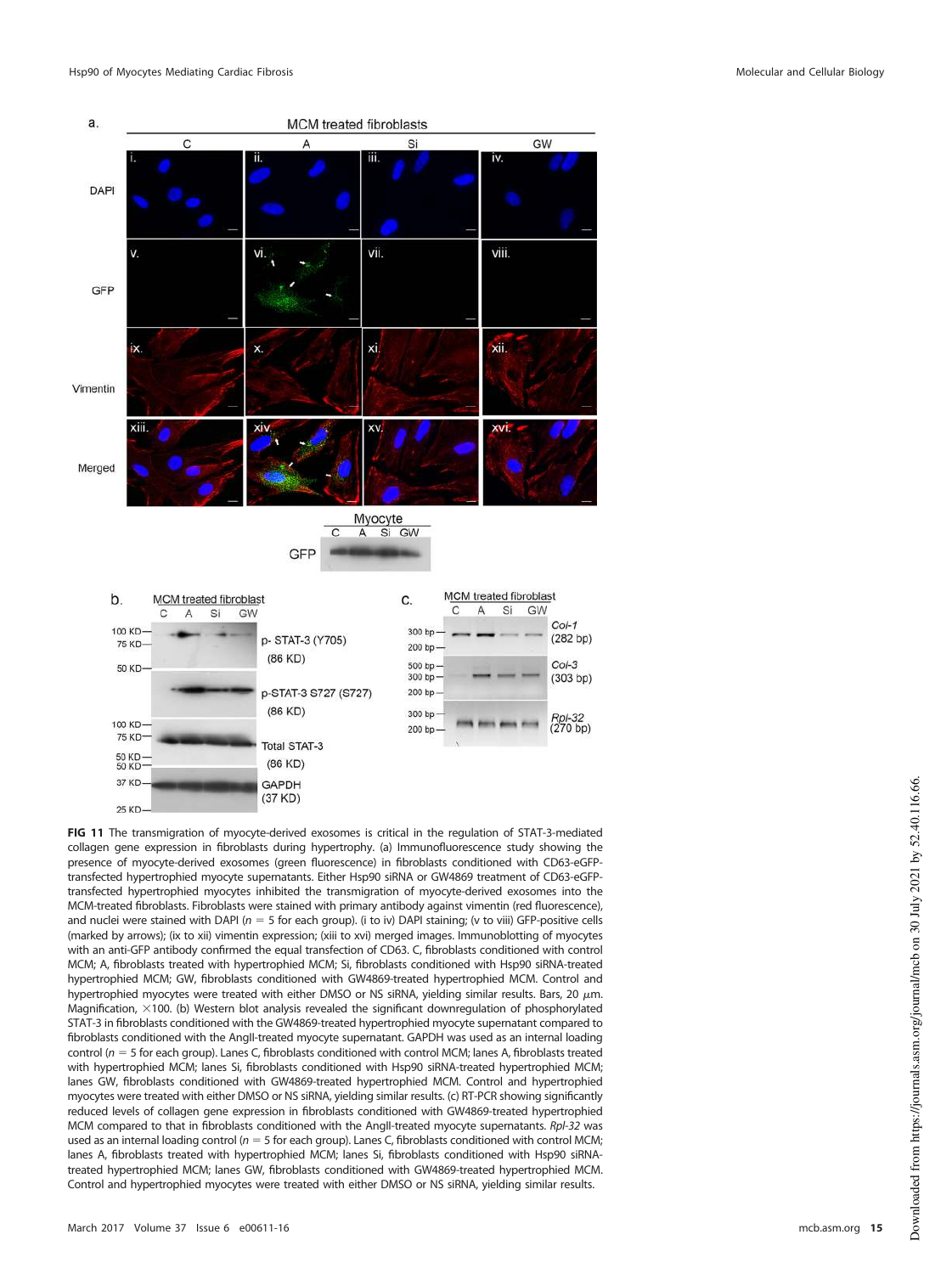**FIG 11** The transmigration of myocyte-derived exosomes is critical in the regulation of STAT-3-mediated collagen gene expression in fibroblasts during hypertrophy. (a) Immunofluorescence study showing the presence of myocyte-derived exosomes (green fluorescence) in fibroblasts conditioned with CD63-eGFP-transfected hypertrophied myocyte supernatants. Either Hsp90 siRNA or GW4869 treatment of CD63-eGFP-transfected hypertrophied myocytes inhibited the transmigration of myocyte-derived exosomes into the MCM-treated fibroblasts. Fibroblasts were stained with primary antibody against vimentin (red fluorescence), and nuclei were stained with DAPI ($n = 5$ for each group). (i to iv) DAPI staining; (v to viii) GFP-positive cells (marked by arrows); (ix to xii) vimentin expression; (xiii to xvi) merged images. Immunoblotting of myocytes with an anti-GFP antibody confirmed the equal transfection of CD63. C, fibroblasts conditioned with control MCM; A, fibroblasts treated with hypertrophied MCM; Si, fibroblasts conditioned with Hsp90 siRNA-treated hypertrophied MCM; GW, fibroblasts conditioned with GW4869-treated hypertrophied MCM. Control and hypertrophied myocytes were treated with either DMSO or NS siRNA, yielding similar results. Bars, 20 $\mu$m. Magnification, ×100. (b) Western blot analysis revealed the significant downregulation of phosphorylated STAT-3 in fibroblasts conditioned with the GW4869-treated hypertrophied myocyte supernatant compared to fibroblasts conditioned with the AngII-treated myocyte supernatant. GAPDH was used as an internal loading control ($n = 5$ for each group). Lanes C, fibroblasts conditioned with control MCM; lanes A, fibroblasts treated with hypertrophied MCM; lanes Si, fibroblasts conditioned with Hsp90 siRNA-treated hypertrophied MCM; lanes GW, fibroblasts conditioned with GW4869-treated hypertrophied MCM. Control and hypertrophied myocytes were treated with either DMSO or NS siRNA, yielding similar results. (c) RT-PCR showing significantly reduced levels of collagen gene expression in fibroblasts conditioned with GW4869-treated hypertrophied MCM compared to that in fibroblasts conditioned with the AngII-treated myocyte supernatants. *Rpl-32* was used as an internal loading control ($n = 5$ for each group). Lanes C, fibroblasts conditioned with control MCM; lanes A, fibroblasts treated with hypertrophied MCM; lanes Si, fibroblasts conditioned with Hsp90 siRNA-treated hypertrophied MCM; lanes GW, fibroblasts conditioned with GW4869-treated hypertrophied MCM. Control and hypertrophied myocytes were treated with either DMSO or NS siRNA, yielding similar results.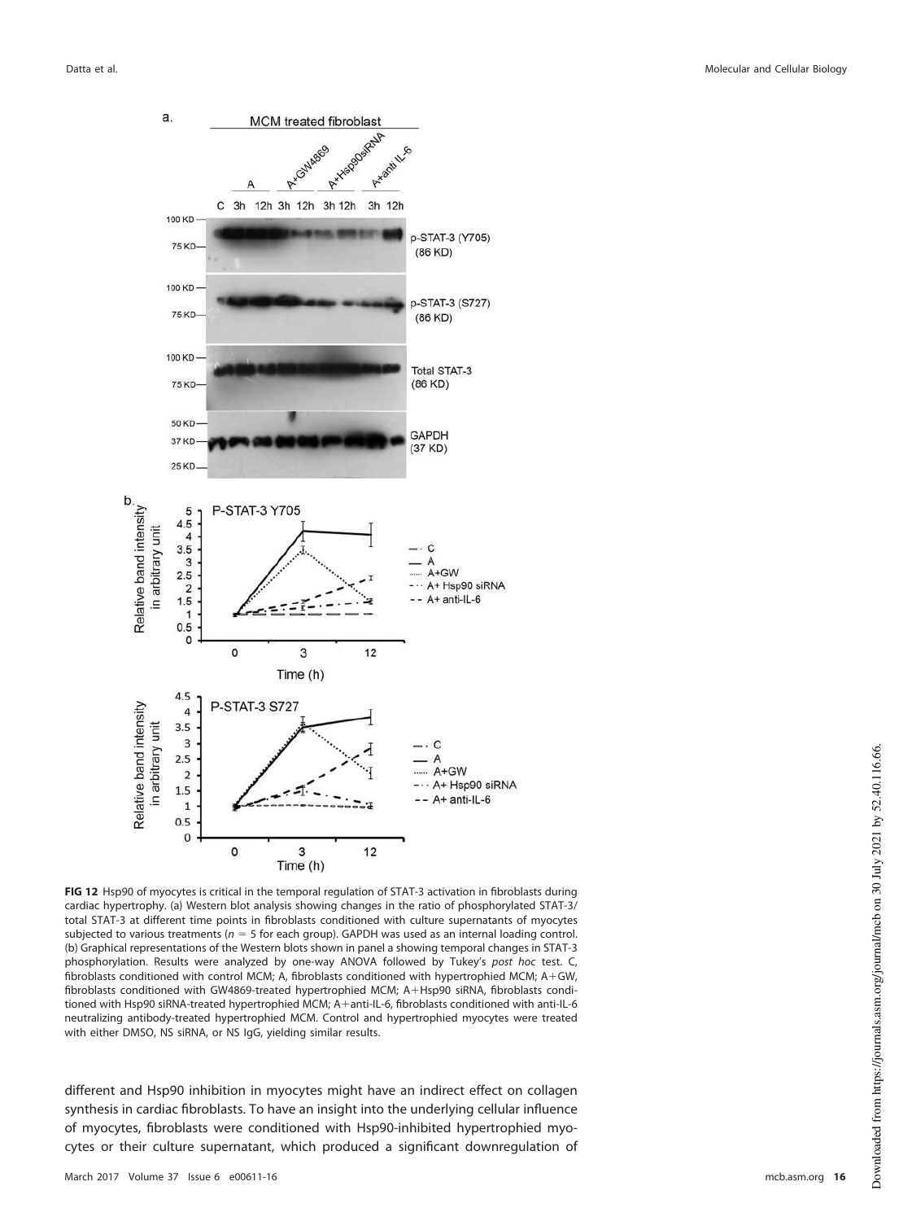**FIG 12** Hsp90 of myocytes is critical in the temporal regulation of STAT-3 activation in fibroblasts during cardiac hypertrophy. (a) Western blot analysis showing changes in the ratio of phosphorylated STAT-3/total STAT-3 at different time points in fibroblasts conditioned with culture supernatants of myocytes subjected to various treatments ($n = 5$ for each group). GAPDH was used as an internal loading control. (b) Graphical representations of the Western blots shown in panel a showing temporal changes in STAT-3 phosphorylation. Results were analyzed by one-way ANOVA followed by Tukey's *post hoc* test. C, fibroblasts conditioned with control MCM; A, fibroblasts conditioned with hypertrophied MCM; A+GW, fibroblasts conditioned with GW4869-treated hypertrophied MCM; A+Hsp90 siRNA, fibroblasts conditioned with Hsp90 siRNA-treated hypertrophied MCM; A+anti-IL-6, fibroblasts conditioned with anti-IL-6 neutralizing antibody-treated hypertrophied MCM. Control and hypertrophied myocytes were treated with either DMSO, NS siRNA, or NS IgG, yielding similar results.

different and Hsp90 inhibition in myocytes might have an indirect effect on collagen synthesis in cardiac fibroblasts. To have an insight into the underlying cellular influence of myocytes, fibroblasts were conditioned with Hsp90-inhibited hypertrophied myocytes or their culture supernatant, which produced a significant downregulation of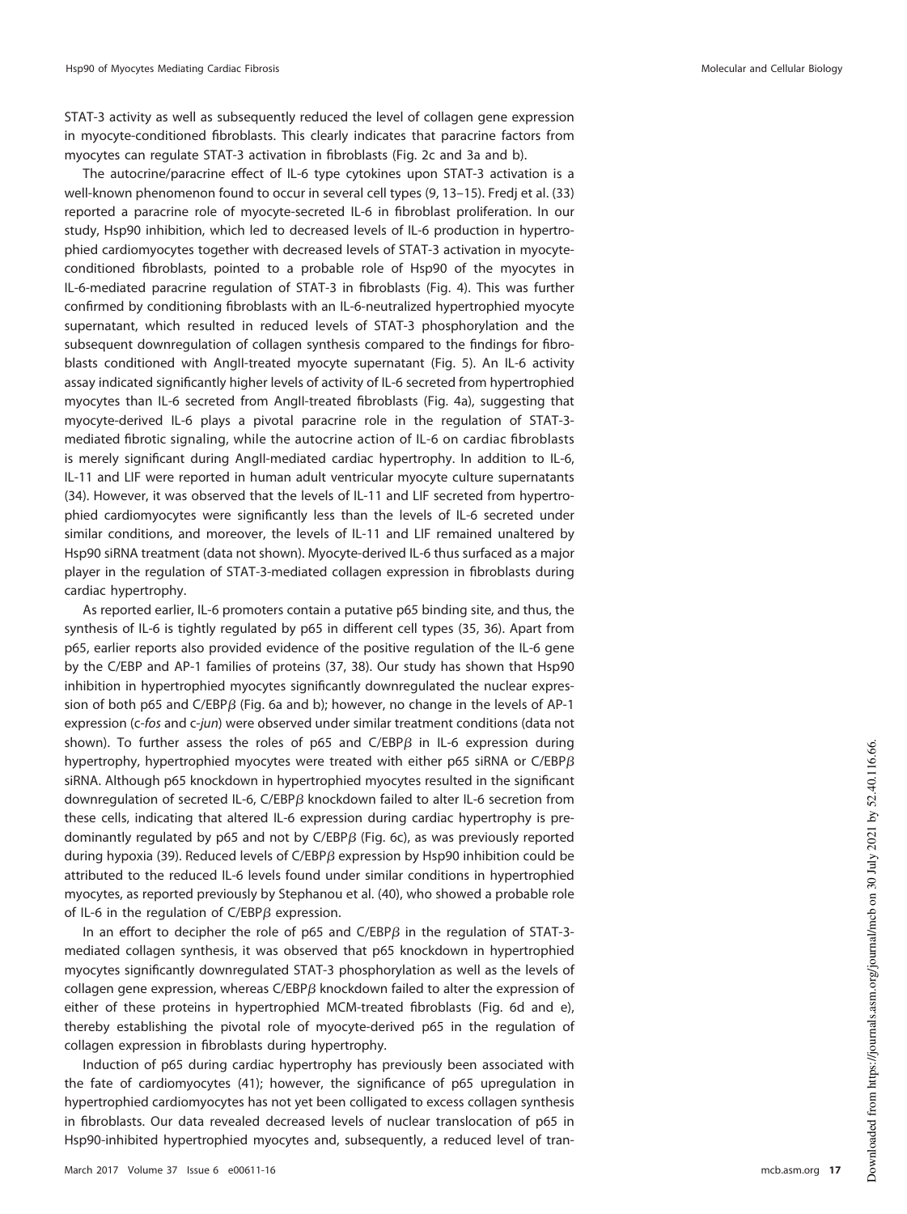STAT-3 activity as well as subsequently reduced the level of collagen gene expression in myocyte-conditioned fibroblasts. This clearly indicates that paracrine factors from myocytes can regulate STAT-3 activation in fibroblasts (Fig. 2c and 3a and b).

The autocrine/paracrine effect of IL-6 type cytokines upon STAT-3 activation is a well-known phenomenon found to occur in several cell types (9, 13–15). Fredj et al. (33) reported a paracrine role of myocyte-secreted IL-6 in fibroblast proliferation. In our study, Hsp90 inhibition, which led to decreased levels of IL-6 production in hypertrophied cardiomyocytes together with decreased levels of STAT-3 activation in myocyte-conditioned fibroblasts, pointed to a probable role of Hsp90 of the myocytes in IL-6-mediated paracrine regulation of STAT-3 in fibroblasts (Fig. 4). This was further confirmed by conditioning fibroblasts with an IL-6-neutralized hypertrophied myocyte supernatant, which resulted in reduced levels of STAT-3 phosphorylation and the subsequent downregulation of collagen synthesis compared to the findings for fibroblasts conditioned with AngII-treated myocyte supernatant (Fig. 5). An IL-6 activity assay indicated significantly higher levels of activity of IL-6 secreted from hypertrophied myocytes than IL-6 secreted from AngII-treated fibroblasts (Fig. 4a), suggesting that myocyte-derived IL-6 plays a pivotal paracrine role in the regulation of STAT-3-mediated fibrotic signaling, while the autocrine action of IL-6 on cardiac fibroblasts is merely significant during AngII-mediated cardiac hypertrophy. In addition to IL-6, IL-11 and LIF were reported in human adult ventricular myocyte culture supernatants (34). However, it was observed that the levels of IL-11 and LIF secreted from hypertrophied cardiomyocytes were significantly less than the levels of IL-6 secreted under similar conditions, and moreover, the levels of IL-11 and LIF remained unaltered by Hsp90 siRNA treatment (data not shown). Myocyte-derived IL-6 thus surfaced as a major player in the regulation of STAT-3-mediated collagen expression in fibroblasts during cardiac hypertrophy.

As reported earlier, IL-6 promoters contain a putative p65 binding site, and thus, the synthesis of IL-6 is tightly regulated by p65 in different cell types (35, 36). Apart from p65, earlier reports also provided evidence of the positive regulation of the IL-6 gene by the C/EBP and AP-1 families of proteins (37, 38). Our study has shown that Hsp90 inhibition in hypertrophied myocytes significantly downregulated the nuclear expression of both p65 and C/EBP$\beta$ (Fig. 6a and b); however, no change in the levels of AP-1 expression (*c-fos* and *c-jun*) were observed under similar treatment conditions (data not shown). To further assess the roles of p65 and C/EBP$\beta$ in IL-6 expression during hypertrophy, hypertrophied myocytes were treated with either p65 siRNA or C/EBP$\beta$ siRNA. Although p65 knockdown in hypertrophied myocytes resulted in the significant downregulation of secreted IL-6, C/EBP$\beta$ knockdown failed to alter IL-6 secretion from these cells, indicating that altered IL-6 expression during cardiac hypertrophy is predominantly regulated by p65 and not by C/EBP$\beta$ (Fig. 6c), as was previously reported during hypoxia (39). Reduced levels of C/EBP$\beta$ expression by Hsp90 inhibition could be attributed to the reduced IL-6 levels found under similar conditions in hypertrophied myocytes, as reported previously by Stephanou et al. (40), who showed a probable role of IL-6 in the regulation of C/EBP$\beta$ expression.

In an effort to decipher the role of p65 and C/EBP$\beta$ in the regulation of STAT-3-mediated collagen synthesis, it was observed that p65 knockdown in hypertrophied myocytes significantly downregulated STAT-3 phosphorylation as well as the levels of collagen gene expression, whereas C/EBP$\beta$ knockdown failed to alter the expression of either of these proteins in hypertrophied MCM-treated fibroblasts (Fig. 6d and e), thereby establishing the pivotal role of myocyte-derived p65 in the regulation of collagen expression in fibroblasts during hypertrophy.

Induction of p65 during cardiac hypertrophy has previously been associated with the fate of cardiomyocytes (41); however, the significance of p65 upregulation in hypertrophied cardiomyocytes has not yet been colligated to excess collagen synthesis in fibroblasts. Our data revealed decreased levels of nuclear translocation of p65 in Hsp90-inhibited hypertrophied myocytes and, subsequently, a reduced level of tran-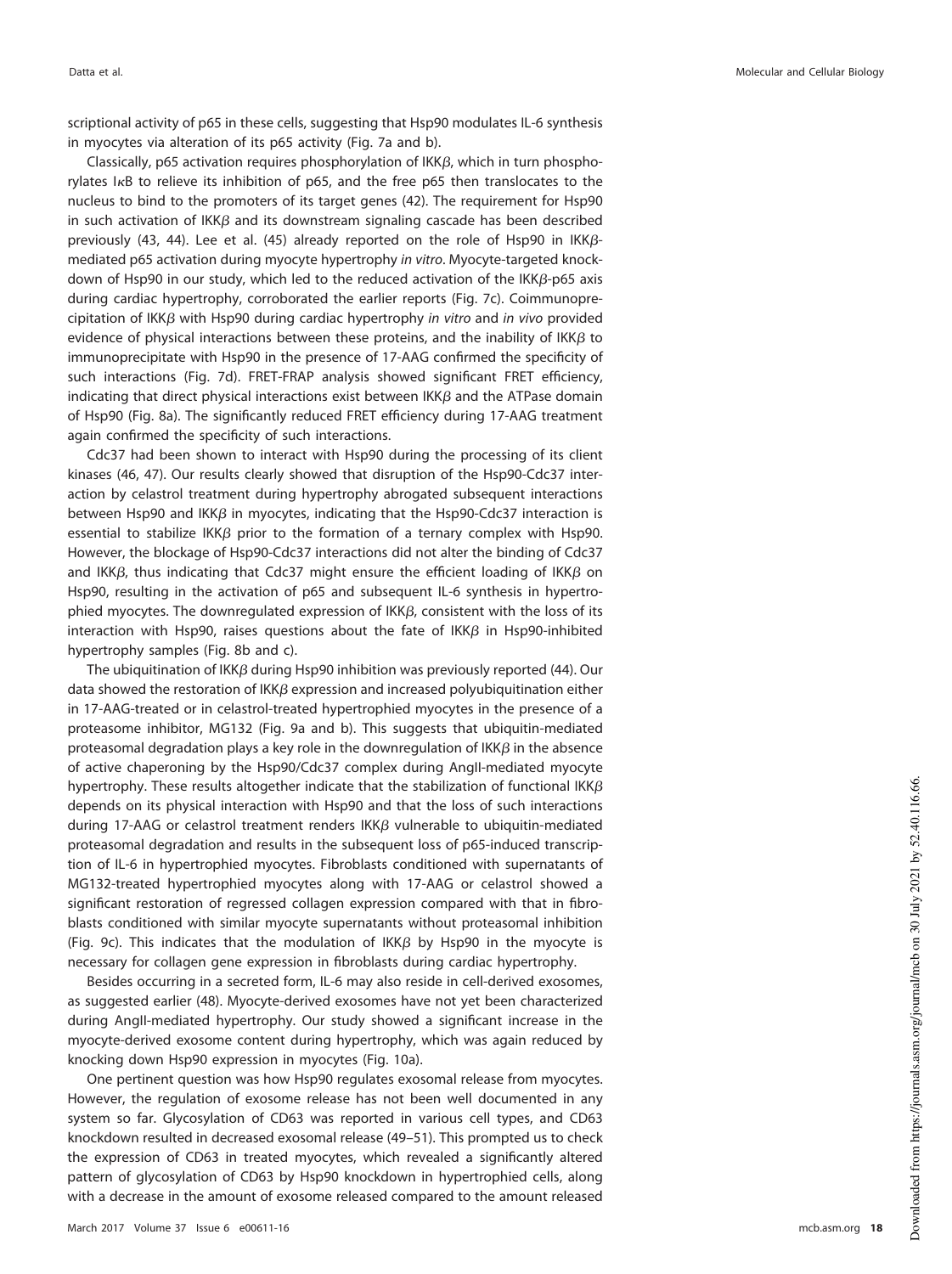scriptional activity of p65 in these cells, suggesting that Hsp90 modulates IL-6 synthesis in myocytes via alteration of its p65 activity (Fig. 7a and b).

Classically, p65 activation requires phosphorylation of IKKβ, which in turn phosphorylates IκB to relieve its inhibition of p65, and the free p65 then translocates to the nucleus to bind to the promoters of its target genes (42). The requirement for Hsp90 in such activation of IKKβ and its downstream signaling cascade has been described previously (43, 44). Lee et al. (45) already reported on the role of Hsp90 in IKKβ-mediated p65 activation during myocyte hypertrophy *in vitro*. Myocyte-targeted knockdown of Hsp90 in our study, which led to the reduced activation of the IKKβ-p65 axis during cardiac hypertrophy, corroborated the earlier reports (Fig. 7c). Coimmunoprecipitation of IKKβ with Hsp90 during cardiac hypertrophy *in vitro* and *in vivo* provided evidence of physical interactions between these proteins, and the inability of IKKβ to immunoprecipitate with Hsp90 in the presence of 17-AAG confirmed the specificity of such interactions (Fig. 7d). FRET-FRAP analysis showed significant FRET efficiency, indicating that direct physical interactions exist between IKKβ and the ATPase domain of Hsp90 (Fig. 8a). The significantly reduced FRET efficiency during 17-AAG treatment again confirmed the specificity of such interactions.

Cdc37 had been shown to interact with Hsp90 during the processing of its client kinases (46, 47). Our results clearly showed that disruption of the Hsp90-Cdc37 interaction by celastrol treatment during hypertrophy abrogated subsequent interactions between Hsp90 and IKKβ in myocytes, indicating that the Hsp90-Cdc37 interaction is essential to stabilize IKKβ prior to the formation of a ternary complex with Hsp90. However, the blockage of Hsp90-Cdc37 interactions did not alter the binding of Cdc37 and IKKβ, thus indicating that Cdc37 might ensure the efficient loading of IKKβ on Hsp90, resulting in the activation of p65 and subsequent IL-6 synthesis in hypertrophied myocytes. The downregulated expression of IKKβ, consistent with the loss of its interaction with Hsp90, raises questions about the fate of IKKβ in Hsp90-inhibited hypertrophy samples (Fig. 8b and c).

The ubiquitination of IKKβ during Hsp90 inhibition was previously reported (44). Our data showed the restoration of IKKβ expression and increased polyubiquitination either in 17-AAG-treated or in celastrol-treated hypertrophied myocytes in the presence of a proteasome inhibitor, MG132 (Fig. 9a and b). This suggests that ubiquitin-mediated proteasomal degradation plays a key role in the downregulation of IKKβ in the absence of active chaperoning by the Hsp90/Cdc37 complex during AngII-mediated myocyte hypertrophy. These results altogether indicate that the stabilization of functional IKKβ depends on its physical interaction with Hsp90 and that the loss of such interactions during 17-AAG or celastrol treatment renders IKKβ vulnerable to ubiquitin-mediated proteasomal degradation and results in the subsequent loss of p65-induced transcription of IL-6 in hypertrophied myocytes. Fibroblasts conditioned with supernatants of MG132-treated hypertrophied myocytes along with 17-AAG or celastrol showed a significant restoration of regressed collagen expression compared with that in fibroblasts conditioned with similar myocyte supernatants without proteasomal inhibition (Fig. 9c). This indicates that the modulation of IKKβ by Hsp90 in the myocyte is necessary for collagen gene expression in fibroblasts during cardiac hypertrophy.

Besides occurring in a secreted form, IL-6 may also reside in cell-derived exosomes, as suggested earlier (48). Myocyte-derived exosomes have not yet been characterized during AngII-mediated hypertrophy. Our study showed a significant increase in the myocyte-derived exosome content during hypertrophy, which was again reduced by knocking down Hsp90 expression in myocytes (Fig. 10a).

One pertinent question was how Hsp90 regulates exosomal release from myocytes. However, the regulation of exosome release has not been well documented in any system so far. Glycosylation of CD63 was reported in various cell types, and CD63 knockdown resulted in decreased exosomal release (49–51). This prompted us to check the expression of CD63 in treated myocytes, which revealed a significantly altered pattern of glycosylation of CD63 by Hsp90 knockdown in hypertrophied cells, along with a decrease in the amount of exosome released compared to the amount released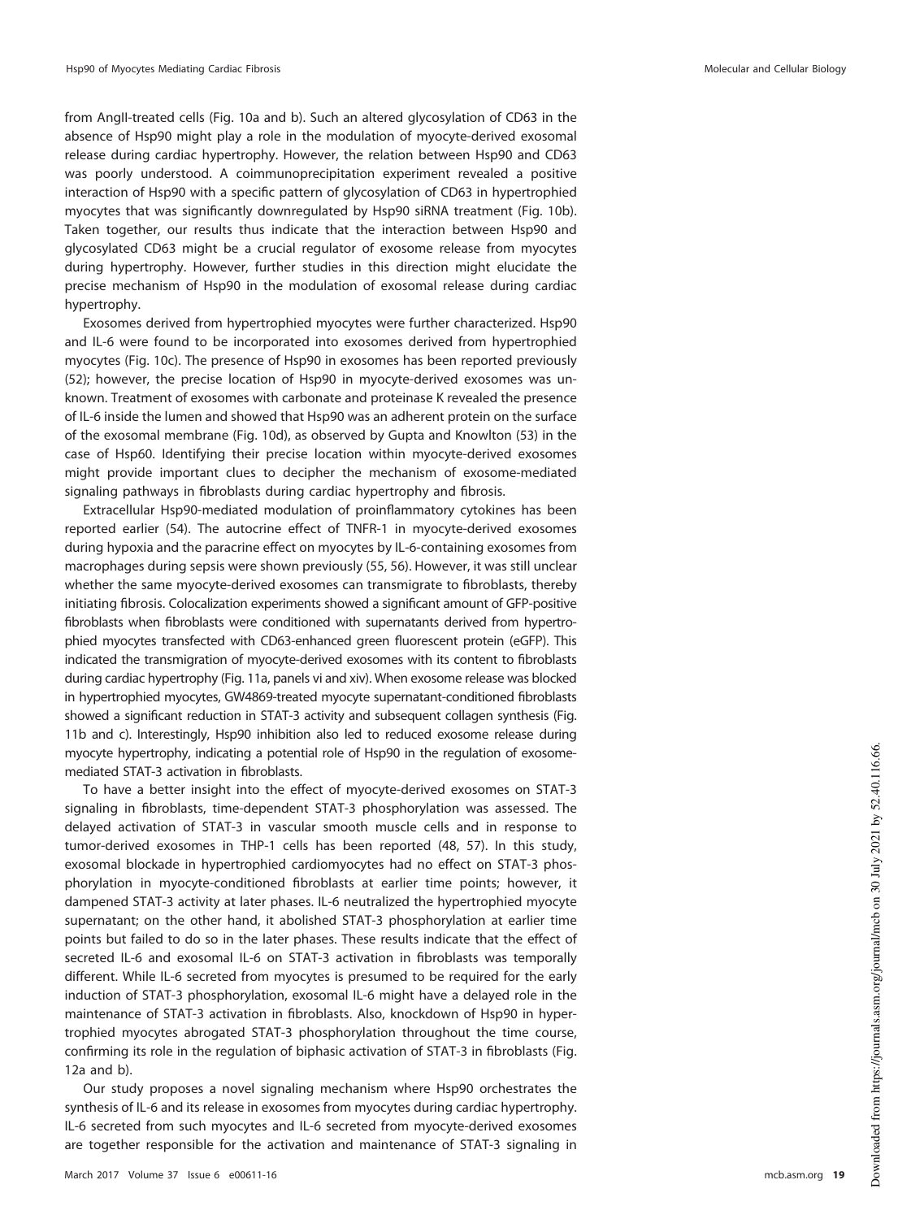from AngII-treated cells (Fig. 10a and b). Such an altered glycosylation of CD63 in the absence of Hsp90 might play a role in the modulation of myocyte-derived exosomal release during cardiac hypertrophy. However, the relation between Hsp90 and CD63 was poorly understood. A coimmunoprecipitation experiment revealed a positive interaction of Hsp90 with a specific pattern of glycosylation of CD63 in hypertrophied myocytes that was significantly downregulated by Hsp90 siRNA treatment (Fig. 10b). Taken together, our results thus indicate that the interaction between Hsp90 and glycosylated CD63 might be a crucial regulator of exosome release from myocytes during hypertrophy. However, further studies in this direction might elucidate the precise mechanism of Hsp90 in the modulation of exosomal release during cardiac hypertrophy.

Exosomes derived from hypertrophied myocytes were further characterized. Hsp90 and IL-6 were found to be incorporated into exosomes derived from hypertrophied myocytes (Fig. 10c). The presence of Hsp90 in exosomes has been reported previously (52); however, the precise location of Hsp90 in myocyte-derived exosomes was unknown. Treatment of exosomes with carbonate and proteinase K revealed the presence of IL-6 inside the lumen and showed that Hsp90 was an adherent protein on the surface of the exosomal membrane (Fig. 10d), as observed by Gupta and Knowlton (53) in the case of Hsp60. Identifying their precise location within myocyte-derived exosomes might provide important clues to decipher the mechanism of exosome-mediated signaling pathways in fibroblasts during cardiac hypertrophy and fibrosis.

Extracellular Hsp90-mediated modulation of proinflammatory cytokines has been reported earlier (54). The autocrine effect of TNFR-1 in myocyte-derived exosomes during hypoxia and the paracrine effect on myocytes by IL-6-containing exosomes from macrophages during sepsis were shown previously (55, 56). However, it was still unclear whether the same myocyte-derived exosomes can transmigrate to fibroblasts, thereby initiating fibrosis. Colocalization experiments showed a significant amount of GFP-positive fibroblasts when fibroblasts were conditioned with supernatants derived from hypertrophied myocytes transfected with CD63-enhanced green fluorescent protein (eGFP). This indicated the transmigration of myocyte-derived exosomes with its content to fibroblasts during cardiac hypertrophy (Fig. 11a, panels vi and xiv). When exosome release was blocked in hypertrophied myocytes, GW4869-treated myocyte supernatant-conditioned fibroblasts showed a significant reduction in STAT-3 activity and subsequent collagen synthesis (Fig. 11b and c). Interestingly, Hsp90 inhibition also led to reduced exosome release during myocyte hypertrophy, indicating a potential role of Hsp90 in the regulation of exosome-mediated STAT-3 activation in fibroblasts.

To have a better insight into the effect of myocyte-derived exosomes on STAT-3 signaling in fibroblasts, time-dependent STAT-3 phosphorylation was assessed. The delayed activation of STAT-3 in vascular smooth muscle cells and in response to tumor-derived exosomes in THP-1 cells has been reported (48, 57). In this study, exosomal blockade in hypertrophied cardiomyocytes had no effect on STAT-3 phosphorylation in myocyte-conditioned fibroblasts at earlier time points; however, it dampened STAT-3 activity at later phases. IL-6 neutralized the hypertrophied myocyte supernatant; on the other hand, it abolished STAT-3 phosphorylation at earlier time points but failed to do so in the later phases. These results indicate that the effect of secreted IL-6 and exosomal IL-6 on STAT-3 activation in fibroblasts was temporally different. While IL-6 secreted from myocytes is presumed to be required for the early induction of STAT-3 phosphorylation, exosomal IL-6 might have a delayed role in the maintenance of STAT-3 activation in fibroblasts. Also, knockdown of Hsp90 in hypertrophied myocytes abrogated STAT-3 phosphorylation throughout the time course, confirming its role in the regulation of biphasic activation of STAT-3 in fibroblasts (Fig. 12a and b).

Our study proposes a novel signaling mechanism where Hsp90 orchestrates the synthesis of IL-6 and its release in exosomes from myocytes during cardiac hypertrophy. IL-6 secreted from such myocytes and IL-6 secreted from myocyte-derived exosomes are together responsible for the activation and maintenance of STAT-3 signaling in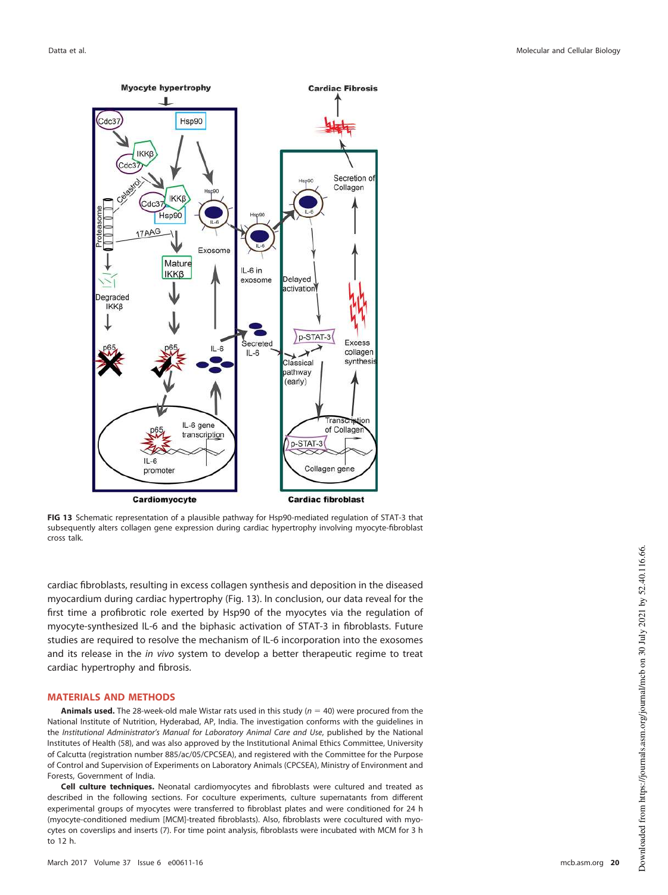FIG 13 Schematic representation of a plausible pathway for Hsp90-mediated regulation of STAT-3 that subsequently alters collagen gene expression during cardiac hypertrophy involving myocyte-fibroblast cross talk.

cardiac fibroblasts, resulting in excess collagen synthesis and deposition in the diseased myocardium during cardiac hypertrophy (Fig. 13). In conclusion, our data reveal for the first time a profibrotic role exerted by Hsp90 of the myocytes via the regulation of myocyte-synthesized IL-6 and the biphasic activation of STAT-3 in fibroblasts. Future studies are required to resolve the mechanism of IL-6 incorporation into the exosomes and its release in the *in vivo* system to develop a better therapeutic regime to treat cardiac hypertrophy and fibrosis.

## MATERIALS AND METHODS

**Animals used.** The 28-week-old male Wistar rats used in this study ($n = 40$) were procured from the National Institute of Nutrition, Hyderabad, AP, India. The investigation conforms with the guidelines in the *Institutional Administrator's Manual for Laboratory Animal Care and Use*, published by the National Institutes of Health (58), and was also approved by the Institutional Animal Ethics Committee, University of Calcutta (registration number 885/ac/05/CPCSEA), and registered with the Committee for the Purpose of Control and Supervision of Experiments on Laboratory Animals (CPCSEA), Ministry of Environment and Forests, Government of India.

**Cell culture techniques.** Neonatal cardiomyocytes and fibroblasts were cultured and treated as described in the following sections. For coculture experiments, culture supernatants from different experimental groups of myocytes were transferred to fibroblast plates and were conditioned for 24 h (myocyte-conditioned medium [MCM]-treated fibroblasts). Also, fibroblasts were cocultured with myocytes on coverslips and inserts (7). For time point analysis, fibroblasts were incubated with MCM for 3 h to 12 h.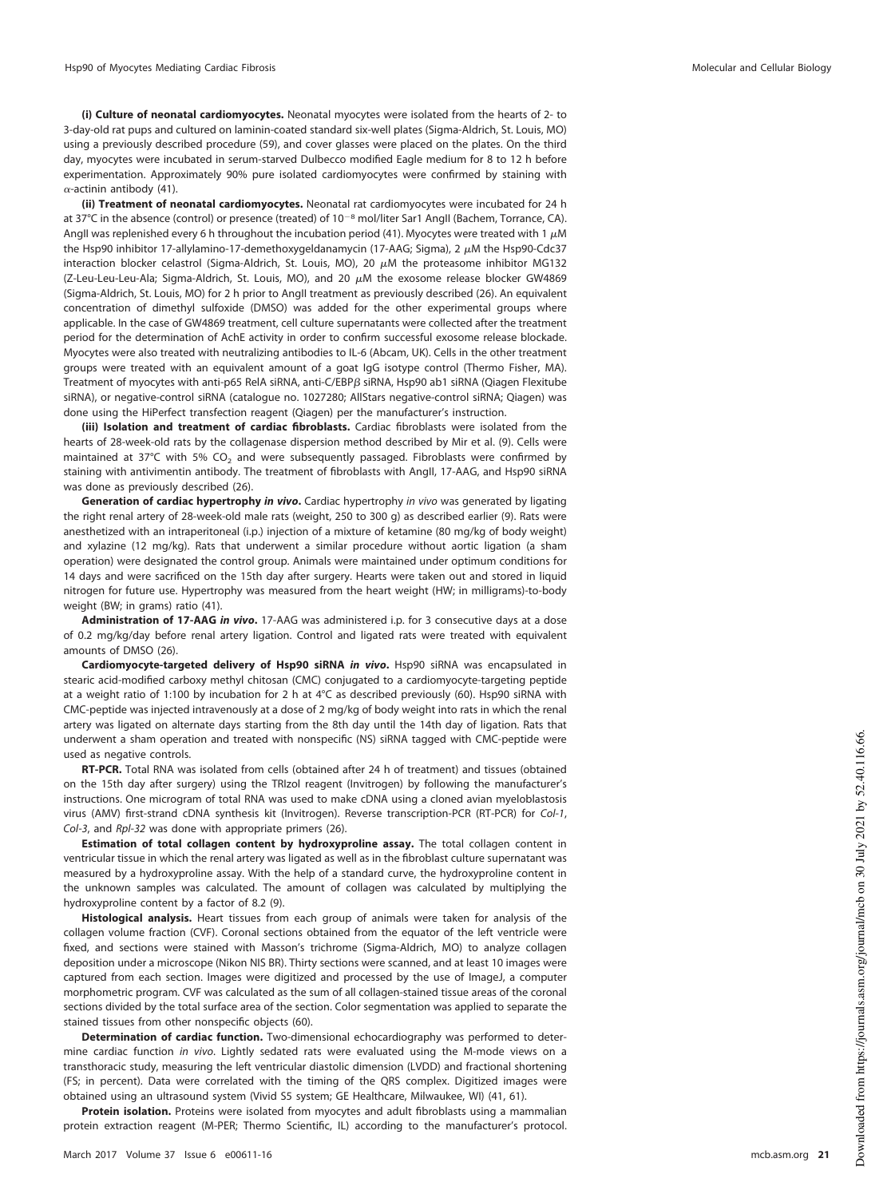**(i) Culture of neonatal cardiomyocytes.** Neonatal myocytes were isolated from the hearts of 2- to 3-day-old rat pups and cultured on laminin-coated standard six-well plates (Sigma-Aldrich, St. Louis, MO) using a previously described procedure (59), and cover glasses were placed on the plates. On the third day, myocytes were incubated in serum-starved Dulbecco modified Eagle medium for 8 to 12 h before experimentation. Approximately 90% pure isolated cardiomyocytes were confirmed by staining with $\alpha$-actinin antibody (41).

**(ii) Treatment of neonatal cardiomyocytes.** Neonatal rat cardiomyocytes were incubated for 24 h at 37°C in the absence (control) or presence (treated) of $10^{-8}$ mol/liter Sar1 AngII (Bachem, Torrance, CA). AngII was replenished every 6 h throughout the incubation period (41). Myocytes were treated with 1 $\mu$M the Hsp90 inhibitor 17-allylamino-17-demethoxygeldanamycin (17-AAG; Sigma), 2 $\mu$M the Hsp90-Cdc37 interaction blocker celastrol (Sigma-Aldrich, St. Louis, MO), 20 $\mu$M the proteasome inhibitor MG132 (Z-Leu-Leu-Leu-Ala; Sigma-Aldrich, St. Louis, MO), and 20 $\mu$M the exosome release blocker GW4869 (Sigma-Aldrich, St. Louis, MO) for 2 h prior to AngII treatment as previously described (26). An equivalent concentration of dimethyl sulfoxide (DMSO) was added for the other experimental groups where applicable. In the case of GW4869 treatment, cell culture supernatants were collected after the treatment period for the determination of AchE activity in order to confirm successful exosome release blockade. Myocytes were also treated with neutralizing antibodies to IL-6 (Abcam, UK). Cells in the other treatment groups were treated with an equivalent amount of a goat IgG isotype control (Thermo Fisher, MA). Treatment of myocytes with anti-p65 RelA siRNA, anti-C/EBP$\beta$ siRNA, Hsp90 ab1 siRNA (Qiagen Flexitube siRNA), or negative-control siRNA (catalogue no. 1027280; AllStars negative-control siRNA; Qiagen) was done using the HiPerfect transfection reagent (Qiagen) per the manufacturer's instruction.

**(iii) Isolation and treatment of cardiac fibroblasts.** Cardiac fibroblasts were isolated from the hearts of 28-week-old rats by the collagenase dispersion method described by Mir et al. (9). Cells were maintained at 37°C with 5% $CO_2$ and were subsequently passaged. Fibroblasts were confirmed by staining with antivimentin antibody. The treatment of fibroblasts with AngII, 17-AAG, and Hsp90 siRNA was done as previously described (26).

**Generation of cardiac hypertrophy *in vivo*.** Cardiac hypertrophy *in vivo* was generated by ligating the right renal artery of 28-week-old male rats (weight, 250 to 300 g) as described earlier (9). Rats were anesthetized with an intraperitoneal (i.p.) injection of a mixture of ketamine (80 mg/kg of body weight) and xylazine (12 mg/kg). Rats that underwent a similar procedure without aortic ligation (a sham operation) were designated the control group. Animals were maintained under optimum conditions for 14 days and were sacrificed on the 15th day after surgery. Hearts were taken out and stored in liquid nitrogen for future use. Hypertrophy was measured from the heart weight (HW; in milligrams)-to-body weight (BW; in grams) ratio (41).

**Administration of 17-AAG *in vivo*.** 17-AAG was administered i.p. for 3 consecutive days at a dose of 0.2 mg/kg/day before renal artery ligation. Control and ligated rats were treated with equivalent amounts of DMSO (26).

**Cardiomyocyte-targeted delivery of Hsp90 siRNA *in vivo*.** Hsp90 siRNA was encapsulated in stearic acid-modified carboxy methyl chitosan (CMC) conjugated to a cardiomyocyte-targeting peptide at a weight ratio of 1:100 by incubation for 2 h at 4°C as described previously (60). Hsp90 siRNA with CMC-peptide was injected intravenously at a dose of 2 mg/kg of body weight into rats in which the renal artery was ligated on alternate days starting from the 8th day until the 14th day of ligation. Rats that underwent a sham operation and treated with nonspecific (NS) siRNA tagged with CMC-peptide were used as negative controls.

**RT-PCR.** Total RNA was isolated from cells (obtained after 24 h of treatment) and tissues (obtained on the 15th day after surgery) using the TRIzol reagent (Invitrogen) by following the manufacturer's instructions. One microgram of total RNA was used to make cDNA using a cloned avian myeloblastosis virus (AMV) first-strand cDNA synthesis kit (Invitrogen). Reverse transcription-PCR (RT-PCR) for *Col-1*, *Col-3*, and *Rpl-32* was done with appropriate primers (26).

**Estimation of total collagen content by hydroxyproline assay.** The total collagen content in ventricular tissue in which the renal artery was ligated as well as in the fibroblast culture supernatant was measured by a hydroxyproline assay. With the help of a standard curve, the hydroxyproline content in the unknown samples was calculated. The amount of collagen was calculated by multiplying the hydroxyproline content by a factor of 8.2 (9).

**Histological analysis.** Heart tissues from each group of animals were taken for analysis of the collagen volume fraction (CVF). Coronal sections obtained from the equator of the left ventricle were fixed, and sections were stained with Masson's trichrome (Sigma-Aldrich, MO) to analyze collagen deposition under a microscope (Nikon NIS BR). Thirty sections were scanned, and at least 10 images were captured from each section. Images were digitized and processed by the use of ImageJ, a computer morphometric program. CVF was calculated as the sum of all collagen-stained tissue areas of the coronal sections divided by the total surface area of the section. Color segmentation was applied to separate the stained tissues from other nonspecific objects (60).

**Determination of cardiac function.** Two-dimensional echocardiography was performed to determine cardiac function *in vivo*. Lightly sedated rats were evaluated using the M-mode views on a transthoracic study, measuring the left ventricular diastolic dimension (LVDD) and fractional shortening (FS; in percent). Data were correlated with the timing of the QRS complex. Digitized images were obtained using an ultrasound system (Vivid S5 system; GE Healthcare, Milwaukee, WI) (41, 61).

**Protein isolation.** Proteins were isolated from myocytes and adult fibroblasts using a mammalian protein extraction reagent (M-PER; Thermo Scientific, IL) according to the manufacturer's protocol.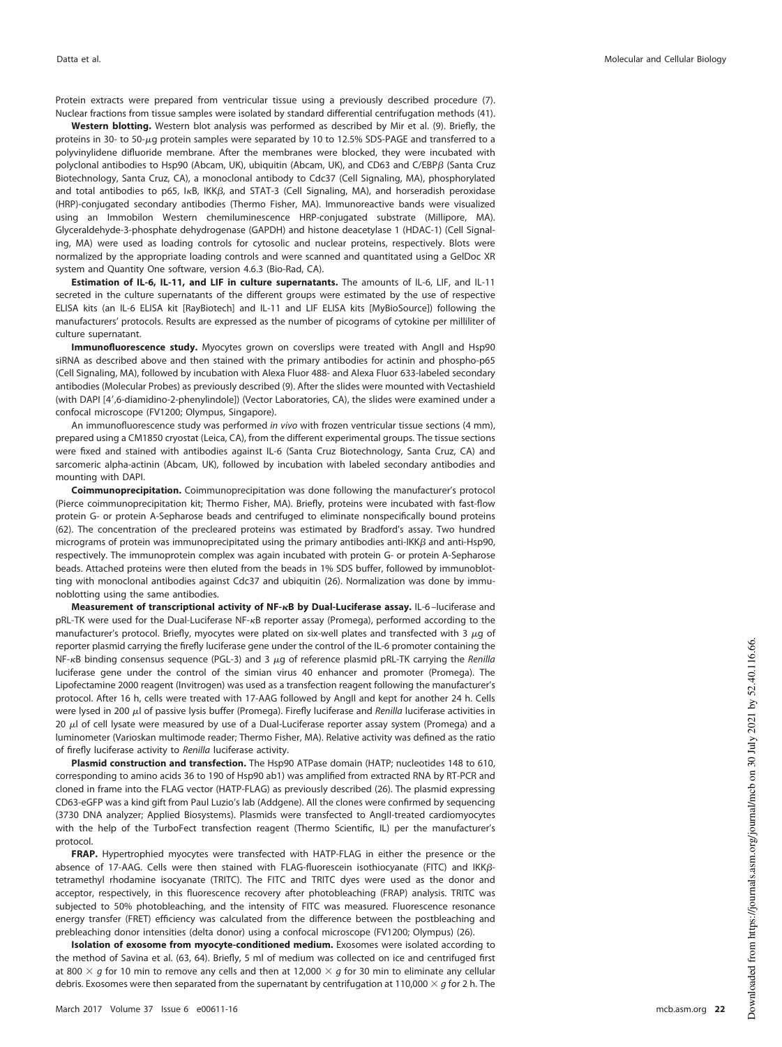Protein extracts were prepared from ventricular tissue using a previously described procedure (7). Nuclear fractions from tissue samples were isolated by standard differential centrifugation methods (41).

**Western blotting.** Western blot analysis was performed as described by Mir et al. (9). Briefly, the proteins in 30- to 50-μg protein samples were separated by 10 to 12.5% SDS-PAGE and transferred to a polyvinylidene difluoride membrane. After the membranes were blocked, they were incubated with polyclonal antibodies to Hsp90 (Abcam, UK), ubiquitin (Abcam, UK), and CD63 and C/EBPβ (Santa Cruz Biotechnology, Santa Cruz, CA), a monoclonal antibody to Cdc37 (Cell Signaling, MA), phosphorylated and total antibodies to p65, IκB, IKKβ, and STAT-3 (Cell Signaling, MA), and horseradish peroxidase (HRP)-conjugated secondary antibodies (Thermo Fisher, MA). Immunoreactive bands were visualized using an Immobilon Western chemiluminescence HRP-conjugated substrate (Millipore, MA). Glyceraldehyde-3-phosphate dehydrogenase (GAPDH) and histone deacetylase 1 (HDAC-1) (Cell Signaling, MA) were used as loading controls for cytosolic and nuclear proteins, respectively. Blots were normalized by the appropriate loading controls and were scanned and quantitated using a GelDoc XR system and Quantity One software, version 4.6.3 (Bio-Rad, CA).

**Estimation of IL-6, IL-11, and LIF in culture supernatants.** The amounts of IL-6, LIF, and IL-11 secreted in the culture supernatants of the different groups were estimated by the use of respective ELISA kits (an IL-6 ELISA kit [RayBiotech] and IL-11 and LIF ELISA kits [MyBioSource]) following the manufacturers' protocols. Results are expressed as the number of picograms of cytokine per milliliter of culture supernatant.

**Immunofluorescence study.** Myocytes grown on coverslips were treated with AngII and Hsp90 siRNA as described above and then stained with the primary antibodies for actinin and phospho-p65 (Cell Signaling, MA), followed by incubation with Alexa Fluor 488- and Alexa Fluor 633-labeled secondary antibodies (Molecular Probes) as previously described (9). After the slides were mounted with Vectashield (with DAPI [4′,6-diamidino-2-phenylindole]) (Vector Laboratories, CA), the slides were examined under a confocal microscope (FV1200; Olympus, Singapore).

An immunofluorescence study was performed *in vivo* with frozen ventricular tissue sections (4 mm), prepared using a CM1850 cryostat (Leica, CA), from the different experimental groups. The tissue sections were fixed and stained with antibodies against IL-6 (Santa Cruz Biotechnology, Santa Cruz, CA) and sarcomeric alpha-actinin (Abcam, UK), followed by incubation with labeled secondary antibodies and mounting with DAPI.

**Coimmunoprecipitation.** Coimmunoprecipitation was done following the manufacturer's protocol (Pierce coimmunoprecipitation kit; Thermo Fisher, MA). Briefly, proteins were incubated with fast-flow protein G- or protein A-Sepharose beads and centrifuged to eliminate nonspecifically bound proteins (62). The concentration of the precleared proteins was estimated by Bradford's assay. Two hundred micrograms of protein was immunoprecipitated using the primary antibodies anti-IKKβ and anti-Hsp90, respectively. The immunoprotein complex was again incubated with protein G- or protein A-Sepharose beads. Attached proteins were then eluted from the beads in 1% SDS buffer, followed by immunoblotting with monoclonal antibodies against Cdc37 and ubiquitin (26). Normalization was done by immunoblotting using the same antibodies.

**Measurement of transcriptional activity of NF-κB by Dual-Luciferase assay.** IL-6–luciferase and pRL-TK were used for the Dual-Luciferase NF-κB reporter assay (Promega), performed according to the manufacturer's protocol. Briefly, myocytes were plated on six-well plates and transfected with 3 μg of reporter plasmid carrying the firefly luciferase gene under the control of the IL-6 promoter containing the NF-κB binding consensus sequence (PGL-3) and 3 μg of reference plasmid pRL-TK carrying the *Renilla* luciferase gene under the control of the simian virus 40 enhancer and promoter (Promega). The Lipofectamine 2000 reagent (Invitrogen) was used as a transfection reagent following the manufacturer's protocol. After 16 h, cells were treated with 17-AAG followed by AngII and kept for another 24 h. Cells were lysed in 200 μl of passive lysis buffer (Promega). Firefly luciferase and *Renilla* luciferase activities in 20 μl of cell lysate were measured by use of a Dual-Luciferase reporter assay system (Promega) and a luminometer (Varioskan multimode reader; Thermo Fisher, MA). Relative activity was defined as the ratio of firefly luciferase activity to *Renilla* luciferase activity.

**Plasmid construction and transfection.** The Hsp90 ATPase domain (HATP; nucleotides 148 to 610, corresponding to amino acids 36 to 190 of Hsp90 ab1) was amplified from extracted RNA by RT-PCR and cloned in frame into the FLAG vector (HATP-FLAG) as previously described (26). The plasmid expressing CD63-eGFP was a kind gift from Paul Luzio's lab (Addgene). All the clones were confirmed by sequencing (3730 DNA analyzer; Applied Biosystems). Plasmids were transfected to AngII-treated cardiomyocytes with the help of the TurboFect transfection reagent (Thermo Scientific, IL) per the manufacturer's protocol.

**FRAP.** Hypertrophied myocytes were transfected with HATP-FLAG in either the presence or the absence of 17-AAG. Cells were then stained with FLAG-fluorescein isothiocyanate (FITC) and IKKβ-tetramethyl rhodamine isocyanate (TRITC). The FITC and TRITC dyes were used as the donor and acceptor, respectively, in this fluorescence recovery after photobleaching (FRAP) analysis. TRITC was subjected to 50% photobleaching, and the intensity of FITC was measured. Fluorescence resonance energy transfer (FRET) efficiency was calculated from the difference between the postbleaching and prebleaching donor intensities (delta donor) using a confocal microscope (FV1200; Olympus) (26).

**Isolation of exosome from myocyte-conditioned medium.** Exosomes were isolated according to the method of Savina et al. (63, 64). Briefly, 5 ml of medium was collected on ice and centrifuged first at 800 × *g* for 10 min to remove any cells and then at 12,000 × *g* for 30 min to eliminate any cellular debris. Exosomes were then separated from the supernatant by centrifugation at 110,000 × *g* for 2 h. The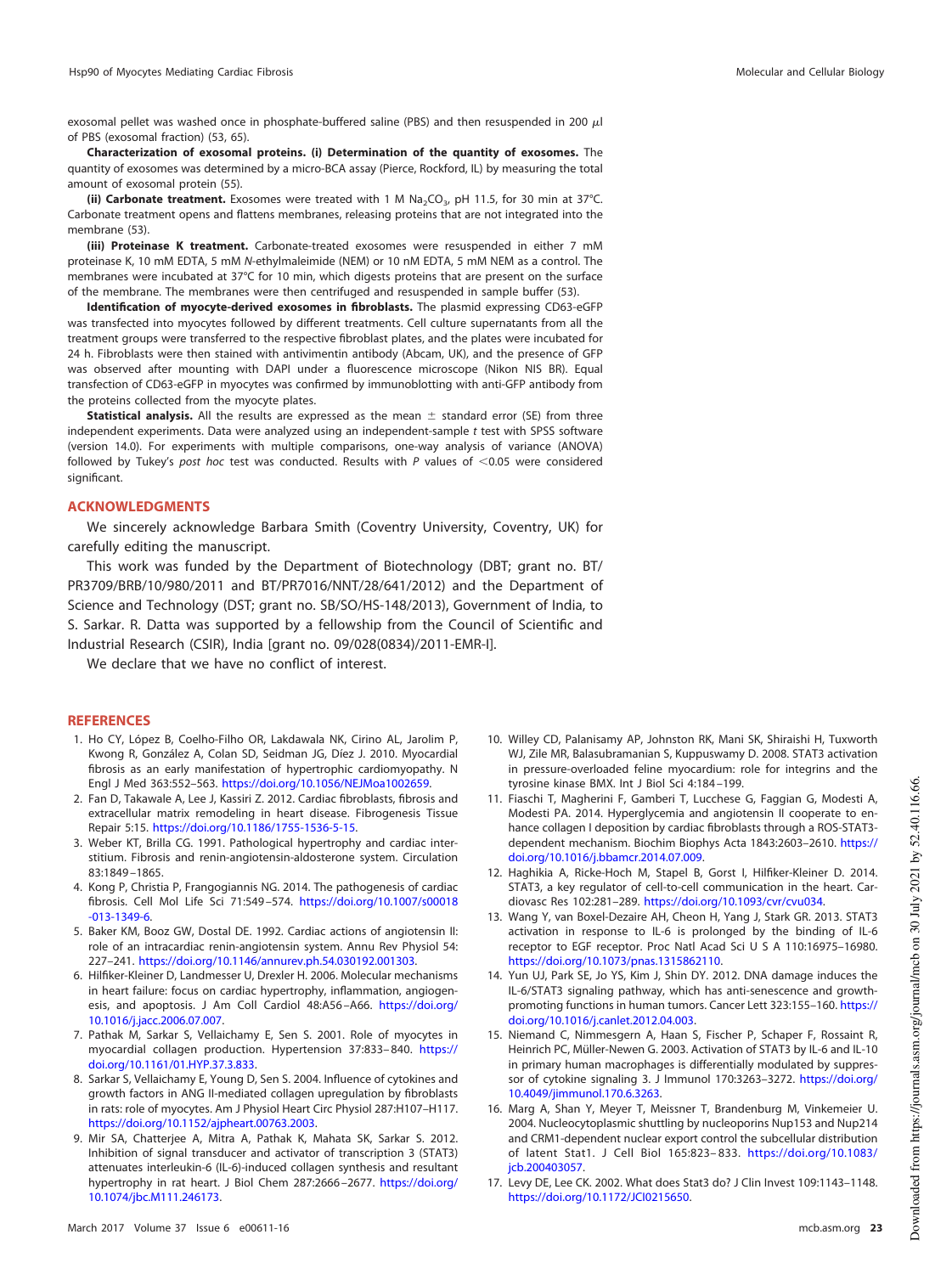exosomal pellet was washed once in phosphate-buffered saline (PBS) and then resuspended in 200 μl of PBS (exosomal fraction) (53, 65).

**Characterization of exosomal proteins. (i) Determination of the quantity of exosomes.** The quantity of exosomes was determined by a micro-BCA assay (Pierce, Rockford, IL) by measuring the total amount of exosomal protein (55).

**(ii) Carbonate treatment.** Exosomes were treated with 1 M $Na_2CO_3$, pH 11.5, for 30 min at 37°C. Carbonate treatment opens and flattens membranes, releasing proteins that are not integrated into the membrane (53).

**(iii) Proteinase K treatment.** Carbonate-treated exosomes were resuspended in either 7 mM proteinase K, 10 mM EDTA, 5 mM *N*-ethylmaleimide (NEM) or 10 nM EDTA, 5 mM NEM as a control. The membranes were incubated at 37°C for 10 min, which digests proteins that are present on the surface of the membrane. The membranes were then centrifuged and resuspended in sample buffer (53).

**Identification of myocyte-derived exosomes in fibroblasts.** The plasmid expressing CD63-eGFP was transfected into myocytes followed by different treatments. Cell culture supernatants from all the treatment groups were transferred to the respective fibroblast plates, and the plates were incubated for 24 h. Fibroblasts were then stained with antivimentin antibody (Abcam, UK), and the presence of GFP was observed after mounting with DAPI under a fluorescence microscope (Nikon NIS BR). Equal transfection of CD63-eGFP in myocytes was confirmed by immunoblotting with anti-GFP antibody from the proteins collected from the myocyte plates.

**Statistical analysis.** All the results are expressed as the mean ± standard error (SE) from three independent experiments. Data were analyzed using an independent-sample *t* test with SPSS software (version 14.0). For experiments with multiple comparisons, one-way analysis of variance (ANOVA) followed by Tukey's *post hoc* test was conducted. Results with *P* values of <0.05 were considered significant.

## ACKNOWLEDGMENTS

We sincerely acknowledge Barbara Smith (Coventry University, Coventry, UK) for carefully editing the manuscript.

This work was funded by the Department of Biotechnology (DBT; grant no. BT/PR3709/BRB/10/980/2011 and BT/PR7016/NNT/28/641/2012) and the Department of Science and Technology (DST; grant no. SB/SO/HS-148/2013), Government of India, to S. Sarkar. R. Datta was supported by a fellowship from the Council of Scientific and Industrial Research (CSIR), India [grant no. 09/028(0834)/2011-EMR-I].

We declare that we have no conflict of interest.

## REFERENCES

1. Ho CY, López B, Coelho-Filho OR, Lakdawala NK, Cirino AL, Jarolim P, Kwong R, González A, Colan SD, Seidman JG, Díez J. 2010. Myocardial fibrosis as an early manifestation of hypertrophic cardiomyopathy. N Engl J Med 363:552–563. https://doi.org/10.1056/NEJMoa1002659.
2. Fan D, Takawale A, Lee J, Kassiri Z. 2012. Cardiac fibroblasts, fibrosis and extracellular matrix remodeling in heart disease. Fibrogenesis Tissue Repair 5:15. https://doi.org/10.1186/1755-1536-5-15.
3. Weber KT, Brilla CG. 1991. Pathological hypertrophy and cardiac interstitium. Fibrosis and renin-angiotensin-aldosterone system. Circulation 83:1849–1865.
4. Kong P, Christia P, Frangogiannis NG. 2014. The pathogenesis of cardiac fibrosis. Cell Mol Life Sci 71:549–574. https://doi.org/10.1007/s00018-013-1349-6.
5. Baker KM, Booz GW, Dostal DE. 1992. Cardiac actions of angiotensin II: role of an intracardiac renin-angiotensin system. Annu Rev Physiol 54:227–241. https://doi.org/10.1146/annurev.ph.54.030192.001303.
6. Hilfiker-Kleiner D, Landmesser U, Drexler H. 2006. Molecular mechanisms in heart failure: focus on cardiac hypertrophy, inflammation, angiogenesis, and apoptosis. J Am Coll Cardiol 48:A56–A66. https://doi.org/10.1016/j.jacc.2006.07.007.
7. Pathak M, Sarkar S, Vellaichamy E, Sen S. 2001. Role of myocytes in myocardial collagen production. Hypertension 37:833–840. https://doi.org/10.1161/01.HYP.37.3.833.
8. Sarkar S, Vellaichamy E, Young D, Sen S. 2004. Influence of cytokines and growth factors in ANG II-mediated collagen upregulation by fibroblasts in rats: role of myocytes. Am J Physiol Heart Circ Physiol 287:H107–H117. https://doi.org/10.1152/ajpheart.00763.2003.
9. Mir SA, Chatterjee A, Mitra A, Pathak K, Mahata SK, Sarkar S. 2012. Inhibition of signal transducer and activator of transcription 3 (STAT3) attenuates interleukin-6 (IL-6)-induced collagen synthesis and resultant hypertrophy in rat heart. J Biol Chem 287:2666–2677. https://doi.org/10.1074/jbc.M111.246173.
10. Willey CD, Palanisamy AP, Johnston RK, Mani SK, Shiraishi H, Tuxworth WJ, Zile MR, Balasubramanian S, Kuppuswamy D. 2008. STAT3 activation in pressure-overloaded feline myocardium: role for integrins and the tyrosine kinase BMX. Int J Biol Sci 4:184–199.
11. Fiaschi T, Magherini F, Gamberi T, Lucchese G, Faggian G, Modesti A, Modesti PA. 2014. Hyperglycemia and angiotensin II cooperate to enhance collagen I deposition by cardiac fibroblasts through a ROS-STAT3-dependent mechanism. Biochim Biophys Acta 1843:2603–2610. https://doi.org/10.1016/j.bbamcr.2014.07.009.
12. Haghikia A, Ricke-Hoch M, Stapel B, Gorst I, Hilfiker-Kleiner D. 2014. STAT3, a key regulator of cell-to-cell communication in the heart. Cardiovasc Res 102:281–289. https://doi.org/10.1093/cvr/cvu034.
13. Wang Y, van Boxel-Dezaire AH, Cheon H, Yang J, Stark GR. 2013. STAT3 activation in response to IL-6 is prolonged by the binding of IL-6 receptor to EGF receptor. Proc Natl Acad Sci U S A 110:16975–16980. https://doi.org/10.1073/pnas.1315862110.
14. Yun UJ, Park SE, Jo YS, Kim J, Shin DY. 2012. DNA damage induces the IL-6/STAT3 signaling pathway, which has anti-senescence and growth-promoting functions in human tumors. Cancer Lett 323:155–160. https://doi.org/10.1016/j.canlet.2012.04.003.
15. Niemand C, Nimmesgern A, Haan S, Fischer P, Schaper F, Rossaint R, Heinrich PC, Müller-Newen G. 2003. Activation of STAT3 by IL-6 and IL-10 in primary human macrophages is differentially modulated by suppressor of cytokine signaling 3. J Immunol 170:3263–3272. https://doi.org/10.4049/jimmunol.170.6.3263.
16. Marg A, Shan Y, Meyer T, Meissner T, Brandenburg M, Vinkemeier U. 2004. Nucleocytoplasmic shuttling by nucleoporins Nup153 and Nup214 and CRM1-dependent nuclear export control the subcellular distribution of latent Stat1. J Cell Biol 165:823–833. https://doi.org/10.1083/jcb.200403057.
17. Levy DE, Lee CK. 2002. What does Stat3 do? J Clin Invest 109:1143–1148. https://doi.org/10.1172/JCI0215650.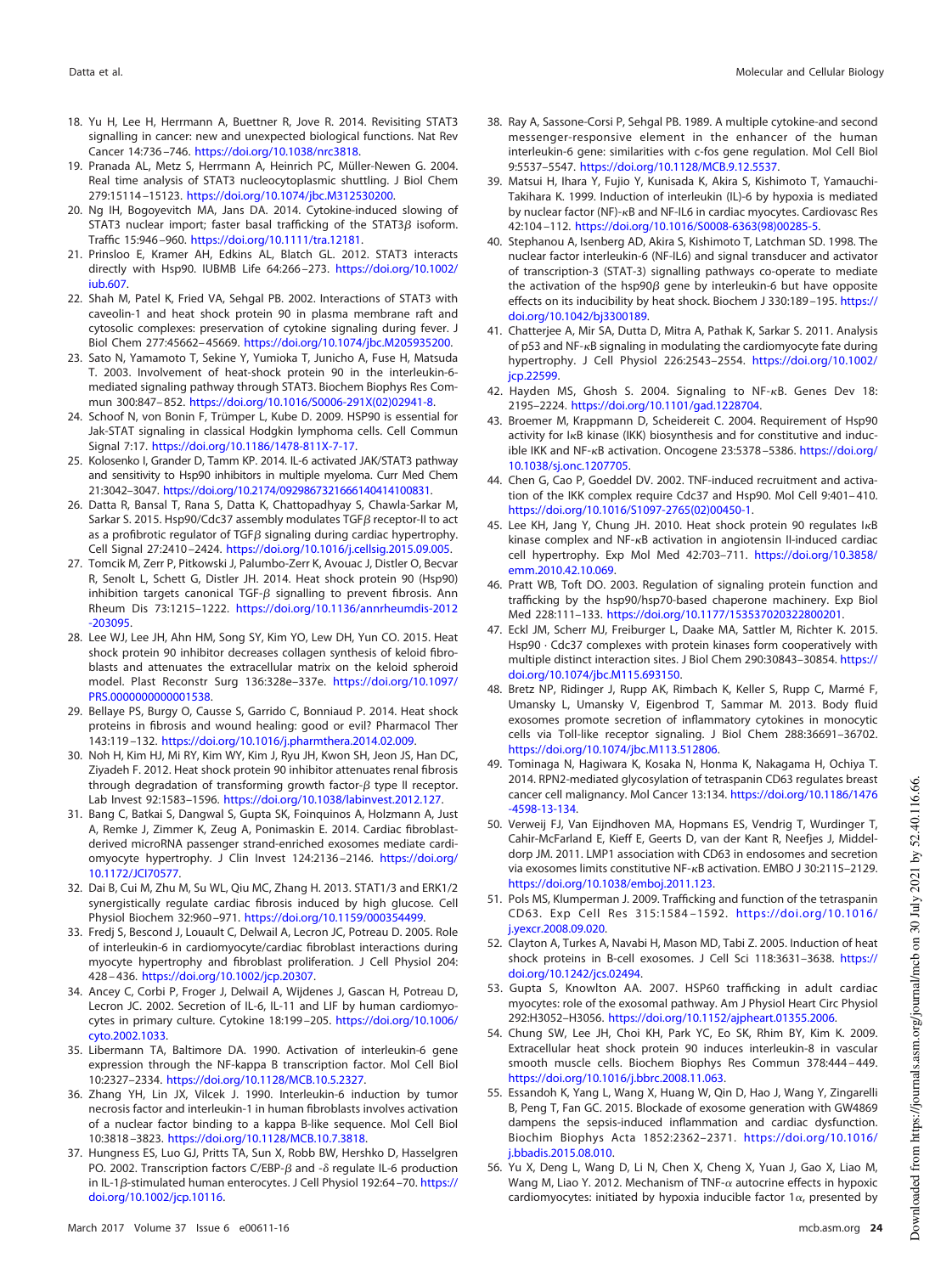18. Yu H, Lee H, Herrmann A, Buettner R, Jove R. 2014. Revisiting STAT3 signalling in cancer: new and unexpected biological functions. Nat Rev Cancer 14:736–746. https://doi.org/10.1038/nrc3818.
19. Pranada AL, Metz S, Herrmann A, Heinrich PC, Müller-Newen G. 2004. Real time analysis of STAT3 nucleocytoplasmic shuttling. J Biol Chem 279:15114–15123. https://doi.org/10.1074/jbc.M312530200.
20. Ng IH, Bogoyevitch MA, Jans DA. 2014. Cytokine-induced slowing of STAT3 nuclear import; faster basal trafficking of the STAT3β isoform. Traffic 15:946–960. https://doi.org/10.1111/tra.12181.
21. Prinsloo E, Kramer AH, Edkins AL, Blatch GL. 2012. STAT3 interacts directly with Hsp90. IUBMB Life 64:266–273. https://doi.org/10.1002/iub.607.
22. Shah M, Patel K, Fried VA, Sehgal PB. 2002. Interactions of STAT3 with caveolin-1 and heat shock protein 90 in plasma membrane raft and cytosolic complexes: preservation of cytokine signaling during fever. J Biol Chem 277:45662–45669. https://doi.org/10.1074/jbc.M205935200.
23. Sato N, Yamamoto T, Sekine Y, Yumioka T, Junicho A, Fuse H, Matsuda T. 2003. Involvement of heat-shock protein 90 in the interleukin-6-mediated signaling pathway through STAT3. Biochem Biophys Res Commun 300:847–852. https://doi.org/10.1016/S0006-291X(02)02941-8.
24. Schoof N, von Bonin F, Trümper L, Kube D. 2009. HSP90 is essential for Jak-STAT signaling in classical Hodgkin lymphoma cells. Cell Commun Signal 7:17. https://doi.org/10.1186/1478-811X-7-17.
25. Kolosenko I, Grander D, Tamm KP. 2014. IL-6 activated JAK/STAT3 pathway and sensitivity to Hsp90 inhibitors in multiple myeloma. Curr Med Chem 21:3042–3047. https://doi.org/10.2174/0929867321666140414100831.
26. Datta R, Bansal T, Rana S, Datta K, Chattopadhyay S, Chawla-Sarkar M, Sarkar S. 2015. Hsp90/Cdc37 assembly modulates TGFβ receptor-II to act as a profibrotic regulator of TGFβ signaling during cardiac hypertrophy. Cell Signal 27:2410–2424. https://doi.org/10.1016/j.cellsig.2015.09.005.
27. Tomcik M, Zerr P, Pitkowski J, Palumbo-Zerr K, Avouac J, Distler O, Becvar R, Senolt L, Schett G, Distler JH. 2014. Heat shock protein 90 (Hsp90) inhibition targets canonical TGF-β signalling to prevent fibrosis. Ann Rheum Dis 73:1215–1222. https://doi.org/10.1136/annrheumdis-2012-203095.
28. Lee WJ, Lee JH, Ahn HM, Song SY, Kim YO, Lew DH, Yun CO. 2015. Heat shock protein 90 inhibitor decreases collagen synthesis of keloid fibroblasts and attenuates the extracellular matrix on the keloid spheroid model. Plast Reconstr Surg 136:328e–337e. https://doi.org/10.1097/PRS.0000000000001538.
29. Bellaye PS, Burgy O, Causse S, Garrido C, Bonniaud P. 2014. Heat shock proteins in fibrosis and wound healing: good or evil? Pharmacol Ther 143:119–132. https://doi.org/10.1016/j.pharmthera.2014.02.009.
30. Noh H, Kim HJ, Mi RY, Kim WY, Kim J, Ryu JH, Kwon SH, Jeon JS, Han DC, Ziyadeh F. 2012. Heat shock protein 90 inhibitor attenuates renal fibrosis through degradation of transforming growth factor-β type II receptor. Lab Invest 92:1583–1596. https://doi.org/10.1038/labinvest.2012.127.
31. Bang C, Batkai S, Dangwal S, Gupta SK, Foinquinos A, Holzmann A, Just A, Remke J, Zimmer K, Zeug A, Ponimaskin E. 2014. Cardiac fibroblast-derived microRNA passenger strand-enriched exosomes mediate cardiomyocyte hypertrophy. J Clin Invest 124:2136–2146. https://doi.org/10.1172/JCI70577.
32. Dai B, Cui M, Zhu M, Su WL, Qiu MC, Zhang H. 2013. STAT1/3 and ERK1/2 synergistically regulate cardiac fibrosis induced by high glucose. Cell Physiol Biochem 32:960–971. https://doi.org/10.1159/000354499.
33. Fredj S, Bescond J, Louault C, Delwail A, Lecron JC, Potreau D. 2005. Role of interleukin-6 in cardiomyocyte/cardiac fibroblast interactions during myocyte hypertrophy and fibroblast proliferation. J Cell Physiol 204:428–436. https://doi.org/10.1002/jcp.20307.
34. Ancey C, Corbi P, Froger J, Delwail A, Wijdenes J, Gascan H, Potreau D, Lecron JC. 2002. Secretion of IL-6, IL-11 and LIF by human cardiomyocytes in primary culture. Cytokine 18:199–205. https://doi.org/10.1006/cyto.2002.1033.
35. Libermann TA, Baltimore DA. 1990. Activation of interleukin-6 gene expression through the NF-kappa B transcription factor. Mol Cell Biol 10:2327–2334. https://doi.org/10.1128/MCB.10.5.2327.
36. Zhang YH, Lin JX, Vilcek J. 1990. Interleukin-6 induction by tumor necrosis factor and interleukin-1 in human fibroblasts involves activation of a nuclear factor binding to a kappa B-like sequence. Mol Cell Biol 10:3818–3823. https://doi.org/10.1128/MCB.10.7.3818.
37. Hungness ES, Luo GJ, Pritts TA, Sun X, Robb BW, Hershko D, Hasselgren PO. 2002. Transcription factors C/EBP-β and -δ regulate IL-6 production in IL-1β-stimulated human enterocytes. J Cell Physiol 192:64–70. https://doi.org/10.1002/jcp.10116.
38. Ray A, Sassone-Corsi P, Sehgal PB. 1989. A multiple cytokine-and second messenger-responsive element in the enhancer of the human interleukin-6 gene: similarities with c-fos gene regulation. Mol Cell Biol 9:5537–5547. https://doi.org/10.1128/MCB.9.12.5537.
39. Matsui H, Ihara Y, Fujio Y, Kunisada K, Akira S, Kishimoto T, Yamauchi-Takihara K. 1999. Induction of interleukin (IL)-6 by hypoxia is mediated by nuclear factor (NF)-κB and NF-IL6 in cardiac myocytes. Cardiovasc Res 42:104–112. https://doi.org/10.1016/S0008-6363(98)00285-5.
40. Stephanou A, Isenberg AD, Akira S, Kishimoto T, Latchman SD. 1998. The nuclear factor interleukin-6 (NF-IL6) and signal transducer and activator of transcription-3 (STAT-3) signalling pathways co-operate to mediate the activation of the hsp90β gene by interleukin-6 but have opposite effects on its inducibility by heat shock. Biochem J 330:189–195. https://doi.org/10.1042/bj3300189.
41. Chatterjee A, Mir SA, Dutta D, Mitra A, Pathak K, Sarkar S. 2011. Analysis of p53 and NF-κB signaling in modulating the cardiomyocyte fate during hypertrophy. J Cell Physiol 226:2543–2554. https://doi.org/10.1002/jcp.22599.
42. Hayden MS, Ghosh S. 2004. Signaling to NF-κB. Genes Dev 18:2195–2224. https://doi.org/10.1101/gad.1228704.
43. Broemer M, Krappmann D, Scheidereit C. 2004. Requirement of Hsp90 activity for IκB kinase (IKK) biosynthesis and for constitutive and inducible IKK and NF-κB activation. Oncogene 23:5378–5386. https://doi.org/10.1038/sj.onc.1207705.
44. Chen G, Cao P, Goeddel DV. 2002. TNF-induced recruitment and activation of the IKK complex require Cdc37 and Hsp90. Mol Cell 9:401–410. https://doi.org/10.1016/S1097-2765(02)00450-1.
45. Lee KH, Jang Y, Chung JH. 2010. Heat shock protein 90 regulates IκB kinase complex and NF-κB activation in angiotensin II-induced cardiac cell hypertrophy. Exp Mol Med 42:703–711. https://doi.org/10.3858/emm.2010.42.10.069.
46. Pratt WB, Toft DO. 2003. Regulation of signaling protein function and trafficking by the hsp90/hsp70-based chaperone machinery. Exp Biol Med 228:111–133. https://doi.org/10.1177/153537020322800201.
47. Eckl JM, Scherr MJ, Freiburger L, Daake MA, Sattler M, Richter K. 2015. Hsp90 · Cdc37 complexes with protein kinases form cooperatively with multiple distinct interaction sites. J Biol Chem 290:30843–30854. https://doi.org/10.1074/jbc.M115.693150.
48. Bretz NP, Ridinger J, Rupp AK, Rimbach K, Keller S, Rupp C, Marmé F, Umansky L, Umansky V, Eigenbrod T, Sammar M. 2013. Body fluid exosomes promote secretion of inflammatory cytokines in monocytic cells via Toll-like receptor signaling. J Biol Chem 288:36691–36702. https://doi.org/10.1074/jbc.M113.512806.
49. Tominaga N, Hagiwara K, Kosaka N, Honma K, Nakagama H, Ochiya T. 2014. RPN2-mediated glycosylation of tetraspanin CD63 regulates breast cancer cell malignancy. Mol Cancer 13:134. https://doi.org/10.1186/1476-4598-13-134.
50. Verweij FJ, Van Eijndhoven MA, Hopmans ES, Vendrig T, Wurdinger T, Cahir-McFarland E, Kieff E, Geerts D, van der Kant R, Neefjes J, Middeldorp JM. 2011. LMP1 association with CD63 in endosomes and secretion via exosomes limits constitutive NF-κB activation. EMBO J 30:2115–2129. https://doi.org/10.1038/emboj.2011.123.
51. Pols MS, Klumperman J. 2009. Trafficking and function of the tetraspanin CD63. Exp Cell Res 315:1584–1592. https://doi.org/10.1016/j.yexcr.2008.09.020.
52. Clayton A, Turkes A, Navabi H, Mason MD, Tabi Z. 2005. Induction of heat shock proteins in B-cell exosomes. J Cell Sci 118:3631–3638. https://doi.org/10.1242/jcs.02494.
53. Gupta S, Knowlton AA. 2007. HSP60 trafficking in adult cardiac myocytes: role of the exosomal pathway. Am J Physiol Heart Circ Physiol 292:H3052–H3056. https://doi.org/10.1152/ajpheart.01355.2006.
54. Chung SW, Lee JH, Choi KH, Park YC, Eo SK, Rhim BY, Kim K. 2009. Extracellular heat shock protein 90 induces interleukin-8 in vascular smooth muscle cells. Biochem Biophys Res Commun 378:444–449. https://doi.org/10.1016/j.bbrc.2008.11.063.
55. Essandoh K, Yang L, Wang X, Huang W, Qin D, Hao J, Wang Y, Zingarelli B, Peng T, Fan GC. 2015. Blockade of exosome generation with GW4869 dampens the sepsis-induced inflammation and cardiac dysfunction. Biochim Biophys Acta 1852:2362–2371. https://doi.org/10.1016/j.bbadis.2015.08.010.
56. Yu X, Deng L, Wang D, Li N, Chen X, Cheng X, Yuan J, Gao X, Liao M, Wang M, Liao Y. 2012. Mechanism of TNF-α autocrine effects in hypoxic cardiomyocytes: initiated by hypoxia inducible factor 1α, presented by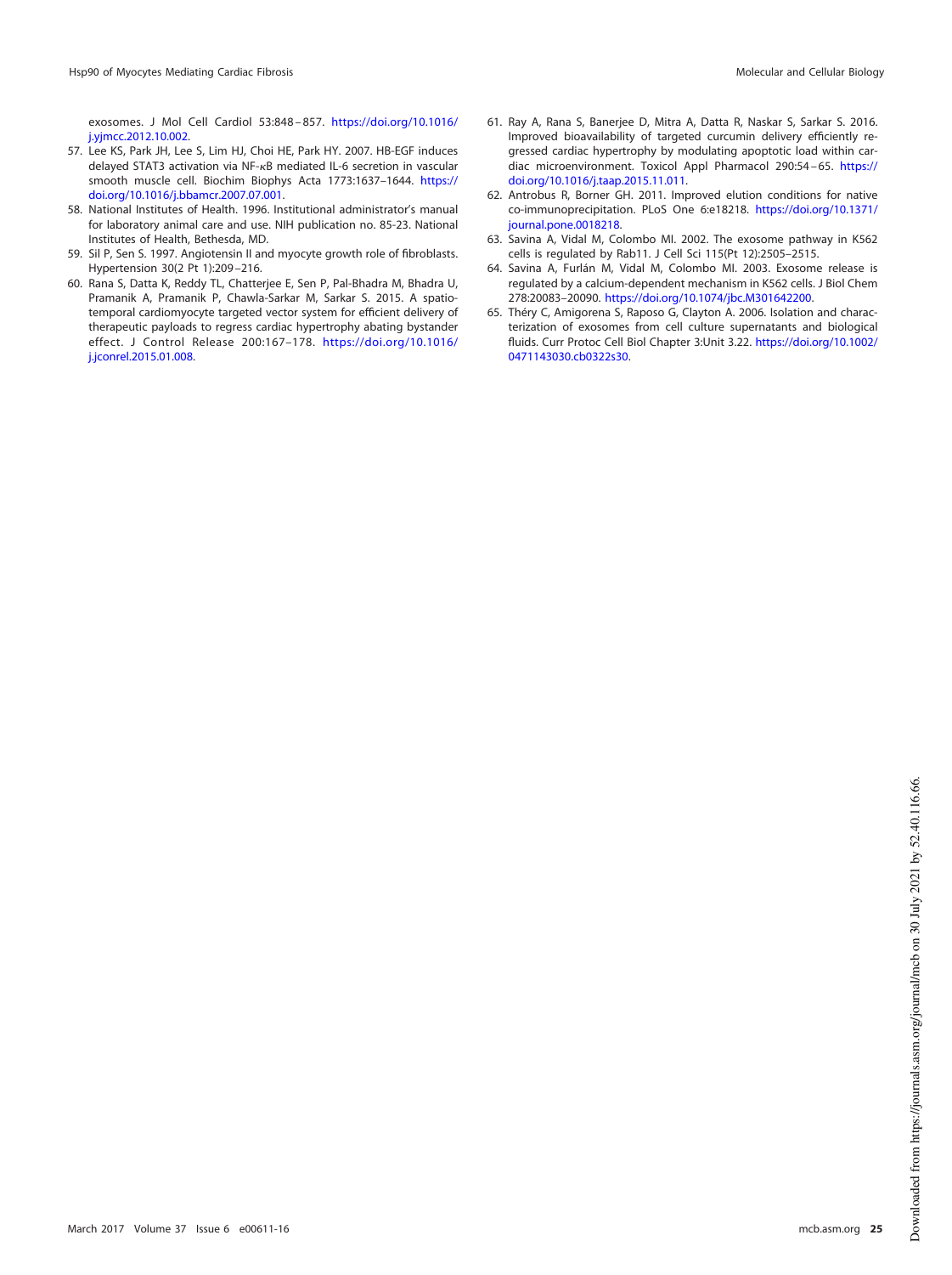exosomes. J Mol Cell Cardiol 53:848–857. https://doi.org/10.1016/j.yjmcc.2012.10.002.

57. Lee KS, Park JH, Lee S, Lim HJ, Choi HE, Park HY. 2007. HB-EGF induces delayed STAT3 activation via NF-κB mediated IL-6 secretion in vascular smooth muscle cell. Biochim Biophys Acta 1773:1637–1644. https://doi.org/10.1016/j.bbamcr.2007.07.001.
58. National Institutes of Health. 1996. Institutional administrator's manual for laboratory animal care and use. NIH publication no. 85-23. National Institutes of Health, Bethesda, MD.
59. Sil P, Sen S. 1997. Angiotensin II and myocyte growth role of fibroblasts. Hypertension 30(2 Pt 1):209–216.
60. Rana S, Datta K, Reddy TL, Chatterjee E, Sen P, Pal-Bhadra M, Bhadra U, Pramanik A, Pramanik P, Chawla-Sarkar M, Sarkar S. 2015. A spatiotemporal cardiomyocyte targeted vector system for efficient delivery of therapeutic payloads to regress cardiac hypertrophy abating bystander effect. J Control Release 200:167–178. https://doi.org/10.1016/j.jconrel.2015.01.008.
61. Ray A, Rana S, Banerjee D, Mitra A, Datta R, Naskar S, Sarkar S. 2016. Improved bioavailability of targeted curcumin delivery efficiently regressed cardiac hypertrophy by modulating apoptotic load within cardiac microenvironment. Toxicol Appl Pharmacol 290:54–65. https://doi.org/10.1016/j.taap.2015.11.011.
62. Antrobus R, Borner GH. 2011. Improved elution conditions for native co-immunoprecipitation. PLoS One 6:e18218. https://doi.org/10.1371/journal.pone.0018218.
63. Savina A, Vidal M, Colombo MI. 2002. The exosome pathway in K562 cells is regulated by Rab11. J Cell Sci 115(Pt 12):2505–2515.
64. Savina A, Furlán M, Vidal M, Colombo MI. 2003. Exosome release is regulated by a calcium-dependent mechanism in K562 cells. J Biol Chem 278:20083–20090. https://doi.org/10.1074/jbc.M301642200.
65. Théry C, Amigorena S, Raposo G, Clayton A. 2006. Isolation and characterization of exosomes from cell culture supernatants and biological fluids. Curr Protoc Cell Biol Chapter 3:Unit 3.22. https://doi.org/10.1002/0471143030.cb0322s30.